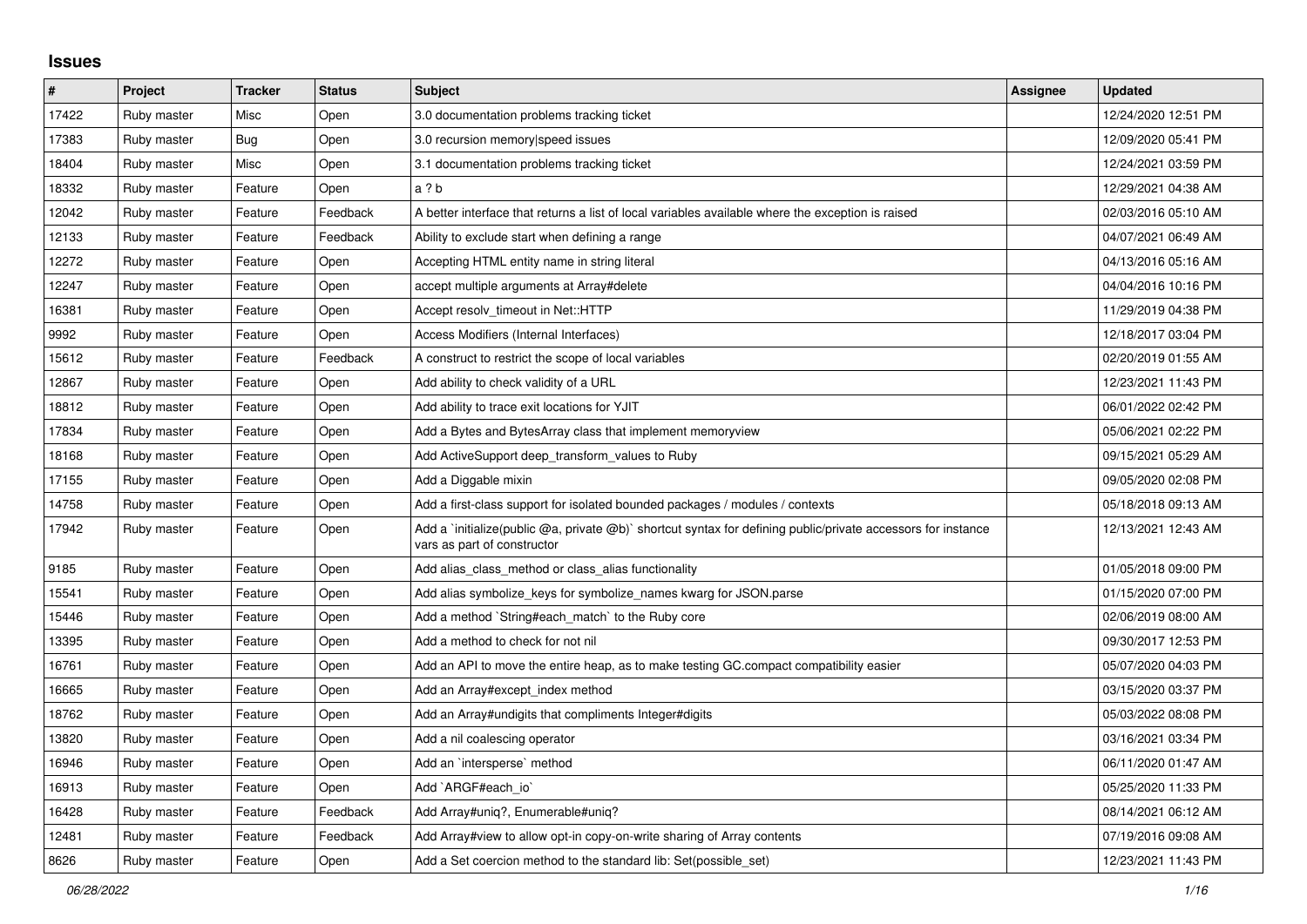# Issues

| # | Project | Tracker | Status | Subject | Assignee | Updated |
|---|---|---|---|---|---|---|
| 17422 | Ruby master | Misc | Open | 3.0 documentation problems tracking ticket | | 12/24/2020 12:51 PM |
| 17383 | Ruby master | Bug | Open | 3.0 recursion memory\|speed issues | | 12/09/2020 05:41 PM |
| 18404 | Ruby master | Misc | Open | 3.1 documentation problems tracking ticket | | 12/24/2021 03:59 PM |
| 18332 | Ruby master | Feature | Open | a ? b | | 12/29/2021 04:38 AM |
| 12042 | Ruby master | Feature | Feedback | A better interface that returns a list of local variables available where the exception is raised | | 02/03/2016 05:10 AM |
| 12133 | Ruby master | Feature | Feedback | Ability to exclude start when defining a range | | 04/07/2021 06:49 AM |
| 12272 | Ruby master | Feature | Open | Accepting HTML entity name in string literal | | 04/13/2016 05:16 AM |
| 12247 | Ruby master | Feature | Open | accept multiple arguments at Array#delete | | 04/04/2016 10:16 PM |
| 16381 | Ruby master | Feature | Open | Accept resolv_timeout in Net::HTTP | | 11/29/2019 04:38 PM |
| 9992 | Ruby master | Feature | Open | Access Modifiers (Internal Interfaces) | | 12/18/2017 03:04 PM |
| 15612 | Ruby master | Feature | Feedback | A construct to restrict the scope of local variables | | 02/20/2019 01:55 AM |
| 12867 | Ruby master | Feature | Open | Add ability to check validity of a URL | | 12/23/2021 11:43 PM |
| 18812 | Ruby master | Feature | Open | Add ability to trace exit locations for YJIT | | 06/01/2022 02:42 PM |
| 17834 | Ruby master | Feature | Open | Add a Bytes and BytesArray class that implement memoryview | | 05/06/2021 02:22 PM |
| 18168 | Ruby master | Feature | Open | Add ActiveSupport deep_transform_values to Ruby | | 09/15/2021 05:29 AM |
| 17155 | Ruby master | Feature | Open | Add a Diggable mixin | | 09/05/2020 02:08 PM |
| 14758 | Ruby master | Feature | Open | Add a first-class support for isolated bounded packages / modules / contexts | | 05/18/2018 09:13 AM |
| 17942 | Ruby master | Feature | Open | Add a `initialize(public @a, private @b)` shortcut syntax for defining public/private accessors for instance vars as part of constructor | | 12/13/2021 12:43 AM |
| 9185 | Ruby master | Feature | Open | Add alias_class_method or class_alias functionality | | 01/05/2018 09:00 PM |
| 15541 | Ruby master | Feature | Open | Add alias symbolize_keys for symbolize_names kwarg for JSON.parse | | 01/15/2020 07:00 PM |
| 15446 | Ruby master | Feature | Open | Add a method `String#each_match` to the Ruby core | | 02/06/2019 08:00 AM |
| 13395 | Ruby master | Feature | Open | Add a method to check for not nil | | 09/30/2017 12:53 PM |
| 16761 | Ruby master | Feature | Open | Add an API to move the entire heap, as to make testing GC.compact compatibility easier | | 05/07/2020 04:03 PM |
| 16665 | Ruby master | Feature | Open | Add an Array#except_index method | | 03/15/2020 03:37 PM |
| 18762 | Ruby master | Feature | Open | Add an Array#undigits that compliments Integer#digits | | 05/03/2022 08:08 PM |
| 13820 | Ruby master | Feature | Open | Add a nil coalescing operator | | 03/16/2021 03:34 PM |
| 16946 | Ruby master | Feature | Open | Add an `intersperse` method | | 06/11/2020 01:47 AM |
| 16913 | Ruby master | Feature | Open | Add `ARGF#each_io` | | 05/25/2020 11:33 PM |
| 16428 | Ruby master | Feature | Feedback | Add Array#uniq?, Enumerable#uniq? | | 08/14/2021 06:12 AM |
| 12481 | Ruby master | Feature | Feedback | Add Array#view to allow opt-in copy-on-write sharing of Array contents | | 07/19/2016 09:08 AM |
| 8626 | Ruby master | Feature | Open | Add a Set coercion method to the standard lib: Set(possible_set) | | 12/23/2021 11:43 PM |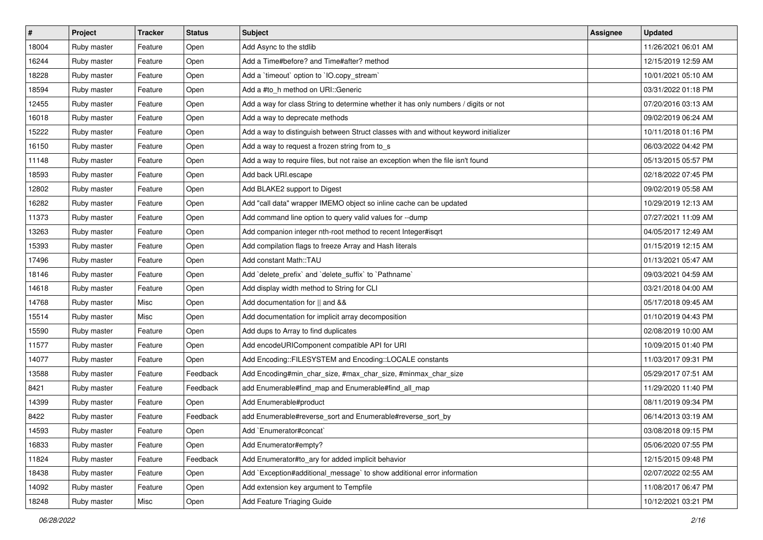| # | Project | Tracker | Status | Subject | Assignee | Updated |
|---|---|---|---|---|---|---|
| 18004 | Ruby master | Feature | Open | Add Async to the stdlib | | 11/26/2021 06:01 AM |
| 16244 | Ruby master | Feature | Open | Add a Time#before? and Time#after? method | | 12/15/2019 12:59 AM |
| 18228 | Ruby master | Feature | Open | Add a `timeout` option to `IO.copy_stream` | | 10/01/2021 05:10 AM |
| 18594 | Ruby master | Feature | Open | Add a #to_h method on URI::Generic | | 03/31/2022 01:18 PM |
| 12455 | Ruby master | Feature | Open | Add a way for class String to determine whether it has only numbers / digits or not | | 07/20/2016 03:13 AM |
| 16018 | Ruby master | Feature | Open | Add a way to deprecate methods | | 09/02/2019 06:24 AM |
| 15222 | Ruby master | Feature | Open | Add a way to distinguish between Struct classes with and without keyword initializer | | 10/11/2018 01:16 PM |
| 16150 | Ruby master | Feature | Open | Add a way to request a frozen string from to_s | | 06/03/2022 04:42 PM |
| 11148 | Ruby master | Feature | Open | Add a way to require files, but not raise an exception when the file isn't found | | 05/13/2015 05:57 PM |
| 18593 | Ruby master | Feature | Open | Add back URI.escape | | 02/18/2022 07:45 PM |
| 12802 | Ruby master | Feature | Open | Add BLAKE2 support to Digest | | 09/02/2019 05:58 AM |
| 16282 | Ruby master | Feature | Open | Add "call data" wrapper IMEMO object so inline cache can be updated | | 10/29/2019 12:13 AM |
| 11373 | Ruby master | Feature | Open | Add command line option to query valid values for --dump | | 07/27/2021 11:09 AM |
| 13263 | Ruby master | Feature | Open | Add companion integer nth-root method to recent Integer#isqrt | | 04/05/2017 12:49 AM |
| 15393 | Ruby master | Feature | Open | Add compilation flags to freeze Array and Hash literals | | 01/15/2019 12:15 AM |
| 17496 | Ruby master | Feature | Open | Add constant Math::TAU | | 01/13/2021 05:47 AM |
| 18146 | Ruby master | Feature | Open | Add `delete_prefix` and `delete_suffix` to `Pathname` | | 09/03/2021 04:59 AM |
| 14618 | Ruby master | Feature | Open | Add display width method to String for CLI | | 03/21/2018 04:00 AM |
| 14768 | Ruby master | Misc | Open | Add documentation for \|\| and && | | 05/17/2018 09:45 AM |
| 15514 | Ruby master | Misc | Open | Add documentation for implicit array decomposition | | 01/10/2019 04:43 PM |
| 15590 | Ruby master | Feature | Open | Add dups to Array to find duplicates | | 02/08/2019 10:00 AM |
| 11577 | Ruby master | Feature | Open | Add encodeURIComponent compatible API for URI | | 10/09/2015 01:40 PM |
| 14077 | Ruby master | Feature | Open | Add Encoding::FILESYSTEM and Encoding::LOCALE constants | | 11/03/2017 09:31 PM |
| 13588 | Ruby master | Feature | Feedback | Add Encoding#min_char_size, #max_char_size, #minmax_char_size | | 05/29/2017 07:51 AM |
| 8421 | Ruby master | Feature | Feedback | add Enumerable#find_map and Enumerable#find_all_map | | 11/29/2020 11:40 PM |
| 14399 | Ruby master | Feature | Open | Add Enumerable#product | | 08/11/2019 09:34 PM |
| 8422 | Ruby master | Feature | Feedback | add Enumerable#reverse_sort and Enumerable#reverse_sort_by | | 06/14/2013 03:19 AM |
| 14593 | Ruby master | Feature | Open | Add `Enumerator#concat` | | 03/08/2018 09:15 PM |
| 16833 | Ruby master | Feature | Open | Add Enumerator#empty? | | 05/06/2020 07:55 PM |
| 11824 | Ruby master | Feature | Feedback | Add Enumerator#to_ary for added implicit behavior | | 12/15/2015 09:48 PM |
| 18438 | Ruby master | Feature | Open | Add `Exception#additional_message` to show additional error information | | 02/07/2022 02:55 AM |
| 14092 | Ruby master | Feature | Open | Add extension key argument to Tempfile | | 11/08/2017 06:47 PM |
| 18248 | Ruby master | Misc | Open | Add Feature Triaging Guide | | 10/12/2021 03:21 PM |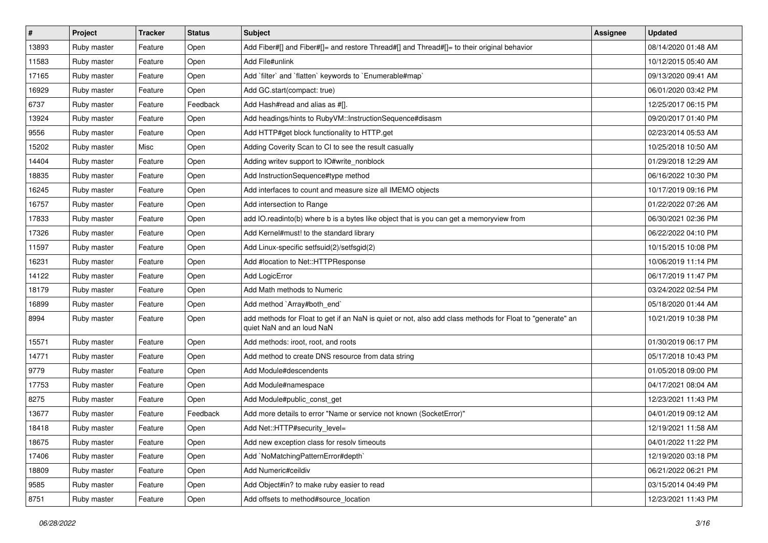| # | Project | Tracker | Status | Subject | Assignee | Updated |
|---|---|---|---|---|---|---|
| 13893 | Ruby master | Feature | Open | Add Fiber#[] and Fiber#[]= and restore Thread#[] and Thread#[]= to their original behavior | | 08/14/2020 01:48 AM |
| 11583 | Ruby master | Feature | Open | Add File#unlink | | 10/12/2015 05:40 AM |
| 17165 | Ruby master | Feature | Open | Add `filter` and `flatten` keywords to `Enumerable#map` | | 09/13/2020 09:41 AM |
| 16929 | Ruby master | Feature | Open | Add GC.start(compact: true) | | 06/01/2020 03:42 PM |
| 6737 | Ruby master | Feature | Feedback | Add Hash#read and alias as #[]. | | 12/25/2017 06:15 PM |
| 13924 | Ruby master | Feature | Open | Add headings/hints to RubyVM::InstructionSequence#disasm | | 09/20/2017 01:40 PM |
| 9556 | Ruby master | Feature | Open | Add HTTP#get block functionality to HTTP.get | | 02/23/2014 05:53 AM |
| 15202 | Ruby master | Misc | Open | Adding Coverity Scan to CI to see the result casually | | 10/25/2018 10:50 AM |
| 14404 | Ruby master | Feature | Open | Adding writev support to IO#write_nonblock | | 01/29/2018 12:29 AM |
| 18835 | Ruby master | Feature | Open | Add InstructionSequence#type method | | 06/16/2022 10:30 PM |
| 16245 | Ruby master | Feature | Open | Add interfaces to count and measure size all IMEMO objects | | 10/17/2019 09:16 PM |
| 16757 | Ruby master | Feature | Open | Add intersection to Range | | 01/22/2022 07:26 AM |
| 17833 | Ruby master | Feature | Open | add IO.readinto(b) where b is a bytes like object that is you can get a memoryview from | | 06/30/2021 02:36 PM |
| 17326 | Ruby master | Feature | Open | Add Kernel#must! to the standard library | | 06/22/2022 04:10 PM |
| 11597 | Ruby master | Feature | Open | Add Linux-specific setfsuid(2)/setfsgid(2) | | 10/15/2015 10:08 PM |
| 16231 | Ruby master | Feature | Open | Add #location to Net::HTTPResponse | | 10/06/2019 11:14 PM |
| 14122 | Ruby master | Feature | Open | Add LogicError | | 06/17/2019 11:47 PM |
| 18179 | Ruby master | Feature | Open | Add Math methods to Numeric | | 03/24/2022 02:54 PM |
| 16899 | Ruby master | Feature | Open | Add method `Array#both_end` | | 05/18/2020 01:44 AM |
| 8994 | Ruby master | Feature | Open | add methods for Float to get if an NaN is quiet or not, also add class methods for Float to "generate" an quiet NaN and an loud NaN | | 10/21/2019 10:38 PM |
| 15571 | Ruby master | Feature | Open | Add methods: iroot, root, and roots | | 01/30/2019 06:17 PM |
| 14771 | Ruby master | Feature | Open | Add method to create DNS resource from data string | | 05/17/2018 10:43 PM |
| 9779 | Ruby master | Feature | Open | Add Module#descendents | | 01/05/2018 09:00 PM |
| 17753 | Ruby master | Feature | Open | Add Module#namespace | | 04/17/2021 08:04 AM |
| 8275 | Ruby master | Feature | Open | Add Module#public_const_get | | 12/23/2021 11:43 PM |
| 13677 | Ruby master | Feature | Feedback | Add more details to error "Name or service not known (SocketError)" | | 04/01/2019 09:12 AM |
| 18418 | Ruby master | Feature | Open | Add Net::HTTP#security_level= | | 12/19/2021 11:58 AM |
| 18675 | Ruby master | Feature | Open | Add new exception class for resolv timeouts | | 04/01/2022 11:22 PM |
| 17406 | Ruby master | Feature | Open | Add `NoMatchingPatternError#depth` | | 12/19/2020 03:18 PM |
| 18809 | Ruby master | Feature | Open | Add Numeric#ceildiv | | 06/21/2022 06:21 PM |
| 9585 | Ruby master | Feature | Open | Add Object#in? to make ruby easier to read | | 03/15/2014 04:49 PM |
| 8751 | Ruby master | Feature | Open | Add offsets to method#source_location | | 12/23/2021 11:43 PM |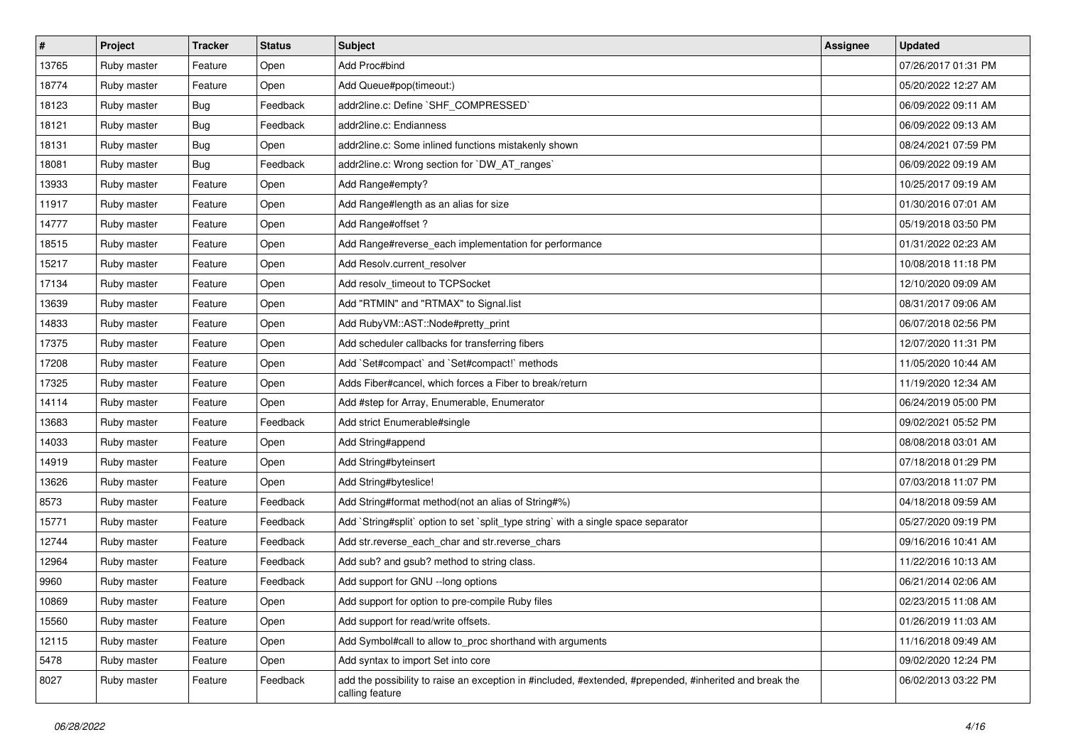| # | Project | Tracker | Status | Subject | Assignee | Updated |
| --- | --- | --- | --- | --- | --- | --- |
| 13765 | Ruby master | Feature | Open | Add Proc#bind | | 07/26/2017 01:31 PM |
| 18774 | Ruby master | Feature | Open | Add Queue#pop(timeout:) | | 05/20/2022 12:27 AM |
| 18123 | Ruby master | Bug | Feedback | addr2line.c: Define `SHF_COMPRESSED` | | 06/09/2022 09:11 AM |
| 18121 | Ruby master | Bug | Feedback | addr2line.c: Endianness | | 06/09/2022 09:13 AM |
| 18131 | Ruby master | Bug | Open | addr2line.c: Some inlined functions mistakenly shown | | 08/24/2021 07:59 PM |
| 18081 | Ruby master | Bug | Feedback | addr2line.c: Wrong section for `DW_AT_ranges` | | 06/09/2022 09:19 AM |
| 13933 | Ruby master | Feature | Open | Add Range#empty? | | 10/25/2017 09:19 AM |
| 11917 | Ruby master | Feature | Open | Add Range#length as an alias for size | | 01/30/2016 07:01 AM |
| 14777 | Ruby master | Feature | Open | Add Range#offset ? | | 05/19/2018 03:50 PM |
| 18515 | Ruby master | Feature | Open | Add Range#reverse_each implementation for performance | | 01/31/2022 02:23 AM |
| 15217 | Ruby master | Feature | Open | Add Resolv.current_resolver | | 10/08/2018 11:18 PM |
| 17134 | Ruby master | Feature | Open | Add resolv_timeout to TCPSocket | | 12/10/2020 09:09 AM |
| 13639 | Ruby master | Feature | Open | Add "RTMIN" and "RTMAX" to Signal.list | | 08/31/2017 09:06 AM |
| 14833 | Ruby master | Feature | Open | Add RubyVM::AST::Node#pretty_print | | 06/07/2018 02:56 PM |
| 17375 | Ruby master | Feature | Open | Add scheduler callbacks for transferring fibers | | 12/07/2020 11:31 PM |
| 17208 | Ruby master | Feature | Open | Add `Set#compact` and `Set#compact!` methods | | 11/05/2020 10:44 AM |
| 17325 | Ruby master | Feature | Open | Adds Fiber#cancel, which forces a Fiber to break/return | | 11/19/2020 12:34 AM |
| 14114 | Ruby master | Feature | Open | Add #step for Array, Enumerable, Enumerator | | 06/24/2019 05:00 PM |
| 13683 | Ruby master | Feature | Feedback | Add strict Enumerable#single | | 09/02/2021 05:52 PM |
| 14033 | Ruby master | Feature | Open | Add String#append | | 08/08/2018 03:01 AM |
| 14919 | Ruby master | Feature | Open | Add String#byteinsert | | 07/18/2018 01:29 PM |
| 13626 | Ruby master | Feature | Open | Add String#byteslice! | | 07/03/2018 11:07 PM |
| 8573 | Ruby master | Feature | Feedback | Add String#format method(not an alias of String#%) | | 04/18/2018 09:59 AM |
| 15771 | Ruby master | Feature | Feedback | Add `String#split` option to set `split_type string` with a single space separator | | 05/27/2020 09:19 PM |
| 12744 | Ruby master | Feature | Feedback | Add str.reverse_each_char and str.reverse_chars | | 09/16/2016 10:41 AM |
| 12964 | Ruby master | Feature | Feedback | Add sub? and gsub? method to string class. | | 11/22/2016 10:13 AM |
| 9960 | Ruby master | Feature | Feedback | Add support for GNU --long options | | 06/21/2014 02:06 AM |
| 10869 | Ruby master | Feature | Open | Add support for option to pre-compile Ruby files | | 02/23/2015 11:08 AM |
| 15560 | Ruby master | Feature | Open | Add support for read/write offsets. | | 01/26/2019 11:03 AM |
| 12115 | Ruby master | Feature | Open | Add Symbol#call to allow to_proc shorthand with arguments | | 11/16/2018 09:49 AM |
| 5478 | Ruby master | Feature | Open | Add syntax to import Set into core | | 09/02/2020 12:24 PM |
| 8027 | Ruby master | Feature | Feedback | add the possibility to raise an exception in #included, #extended, #prepended, #inherited and break the calling feature | | 06/02/2013 03:22 PM |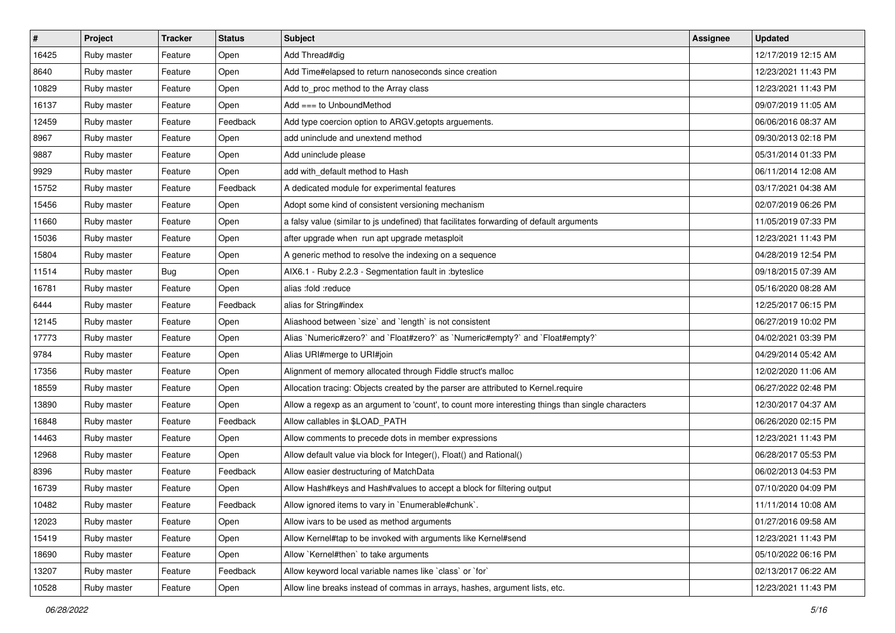| # | Project | Tracker | Status | Subject | Assignee | Updated |
|---|---|---|---|---|---|---|
| 16425 | Ruby master | Feature | Open | Add Thread#dig | | 12/17/2019 12:15 AM |
| 8640 | Ruby master | Feature | Open | Add Time#elapsed to return nanoseconds since creation | | 12/23/2021 11:43 PM |
| 10829 | Ruby master | Feature | Open | Add to_proc method to the Array class | | 12/23/2021 11:43 PM |
| 16137 | Ruby master | Feature | Open | Add === to UnboundMethod | | 09/07/2019 11:05 AM |
| 12459 | Ruby master | Feature | Feedback | Add type coercion option to ARGV.getopts arguements. | | 06/06/2016 08:37 AM |
| 8967 | Ruby master | Feature | Open | add uninclude and unextend method | | 09/30/2013 02:18 PM |
| 9887 | Ruby master | Feature | Open | Add uninclude please | | 05/31/2014 01:33 PM |
| 9929 | Ruby master | Feature | Open | add with_default method to Hash | | 06/11/2014 12:08 AM |
| 15752 | Ruby master | Feature | Feedback | A dedicated module for experimental features | | 03/17/2021 04:38 AM |
| 15456 | Ruby master | Feature | Open | Adopt some kind of consistent versioning mechanism | | 02/07/2019 06:26 PM |
| 11660 | Ruby master | Feature | Open | a falsy value (similar to js undefined) that facilitates forwarding of default arguments | | 11/05/2019 07:33 PM |
| 15036 | Ruby master | Feature | Open | after upgrade when run apt upgrade metasploit | | 12/23/2021 11:43 PM |
| 15804 | Ruby master | Feature | Open | A generic method to resolve the indexing on a sequence | | 04/28/2019 12:54 PM |
| 11514 | Ruby master | Bug | Open | AIX6.1 - Ruby 2.2.3 - Segmentation fault in :byteslice | | 09/18/2015 07:39 AM |
| 16781 | Ruby master | Feature | Open | alias :fold :reduce | | 05/16/2020 08:28 AM |
| 6444 | Ruby master | Feature | Feedback | alias for String#index | | 12/25/2017 06:15 PM |
| 12145 | Ruby master | Feature | Open | Aliashood between `size` and `length` is not consistent | | 06/27/2019 10:02 PM |
| 17773 | Ruby master | Feature | Open | Alias `Numeric#zero?` and `Float#zero?` as `Numeric#empty?` and `Float#empty?` | | 04/02/2021 03:39 PM |
| 9784 | Ruby master | Feature | Open | Alias URI#merge to URI#join | | 04/29/2014 05:42 AM |
| 17356 | Ruby master | Feature | Open | Alignment of memory allocated through Fiddle struct's malloc | | 12/02/2020 11:06 AM |
| 18559 | Ruby master | Feature | Open | Allocation tracing: Objects created by the parser are attributed to Kernel.require | | 06/27/2022 02:48 PM |
| 13890 | Ruby master | Feature | Open | Allow a regexp as an argument to 'count', to count more interesting things than single characters | | 12/30/2017 04:37 AM |
| 16848 | Ruby master | Feature | Feedback | Allow callables in $LOAD_PATH | | 06/26/2020 02:15 PM |
| 14463 | Ruby master | Feature | Open | Allow comments to precede dots in member expressions | | 12/23/2021 11:43 PM |
| 12968 | Ruby master | Feature | Open | Allow default value via block for Integer(), Float() and Rational() | | 06/28/2017 05:53 PM |
| 8396 | Ruby master | Feature | Feedback | Allow easier destructuring of MatchData | | 06/02/2013 04:53 PM |
| 16739 | Ruby master | Feature | Open | Allow Hash#keys and Hash#values to accept a block for filtering output | | 07/10/2020 04:09 PM |
| 10482 | Ruby master | Feature | Feedback | Allow ignored items to vary in `Enumerable#chunk`. | | 11/11/2014 10:08 AM |
| 12023 | Ruby master | Feature | Open | Allow ivars to be used as method arguments | | 01/27/2016 09:58 AM |
| 15419 | Ruby master | Feature | Open | Allow Kernel#tap to be invoked with arguments like Kernel#send | | 12/23/2021 11:43 PM |
| 18690 | Ruby master | Feature | Open | Allow `Kernel#then` to take arguments | | 05/10/2022 06:16 PM |
| 13207 | Ruby master | Feature | Feedback | Allow keyword local variable names like `class` or `for` | | 02/13/2017 06:22 AM |
| 10528 | Ruby master | Feature | Open | Allow line breaks instead of commas in arrays, hashes, argument lists, etc. | | 12/23/2021 11:43 PM |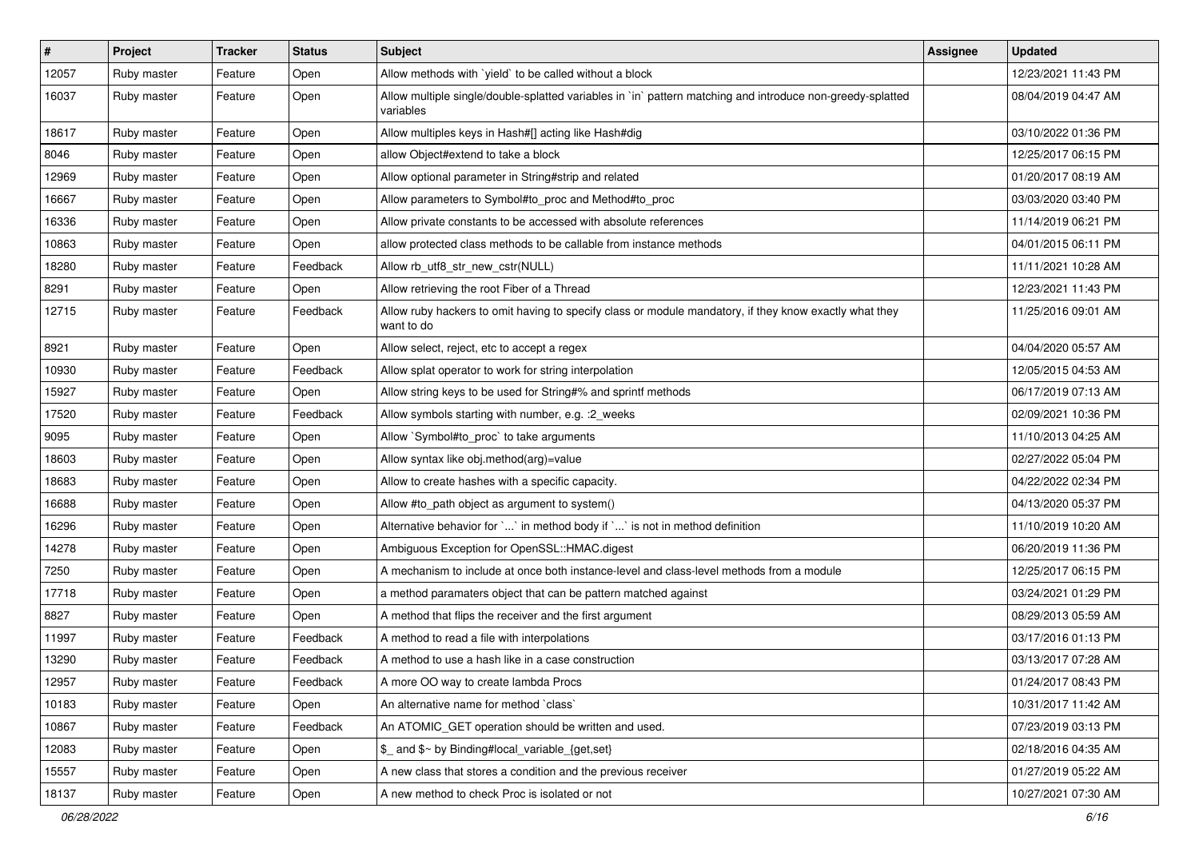| # | Project | Tracker | Status | Subject | Assignee | Updated |
|---|---|---|---|---|---|---|
| 12057 | Ruby master | Feature | Open | Allow methods with `yield` to be called without a block | | 12/23/2021 11:43 PM |
| 16037 | Ruby master | Feature | Open | Allow multiple single/double-splatted variables in `in` pattern matching and introduce non-greedy-splatted variables | | 08/04/2019 04:47 AM |
| 18617 | Ruby master | Feature | Open | Allow multiples keys in Hash#[] acting like Hash#dig | | 03/10/2022 01:36 PM |
| 8046 | Ruby master | Feature | Open | allow Object#extend to take a block | | 12/25/2017 06:15 PM |
| 12969 | Ruby master | Feature | Open | Allow optional parameter in String#strip and related | | 01/20/2017 08:19 AM |
| 16667 | Ruby master | Feature | Open | Allow parameters to Symbol#to_proc and Method#to_proc | | 03/03/2020 03:40 PM |
| 16336 | Ruby master | Feature | Open | Allow private constants to be accessed with absolute references | | 11/14/2019 06:21 PM |
| 10863 | Ruby master | Feature | Open | allow protected class methods to be callable from instance methods | | 04/01/2015 06:11 PM |
| 18280 | Ruby master | Feature | Feedback | Allow rb_utf8_str_new_cstr(NULL) | | 11/11/2021 10:28 AM |
| 8291 | Ruby master | Feature | Open | Allow retrieving the root Fiber of a Thread | | 12/23/2021 11:43 PM |
| 12715 | Ruby master | Feature | Feedback | Allow ruby hackers to omit having to specify class or module mandatory, if they know exactly what they want to do | | 11/25/2016 09:01 AM |
| 8921 | Ruby master | Feature | Open | Allow select, reject, etc to accept a regex | | 04/04/2020 05:57 AM |
| 10930 | Ruby master | Feature | Feedback | Allow splat operator to work for string interpolation | | 12/05/2015 04:53 AM |
| 15927 | Ruby master | Feature | Open | Allow string keys to be used for String#% and sprintf methods | | 06/17/2019 07:13 AM |
| 17520 | Ruby master | Feature | Feedback | Allow symbols starting with number, e.g. :2_weeks | | 02/09/2021 10:36 PM |
| 9095 | Ruby master | Feature | Open | Allow `Symbol#to_proc` to take arguments | | 11/10/2013 04:25 AM |
| 18603 | Ruby master | Feature | Open | Allow syntax like obj.method(arg)=value | | 02/27/2022 05:04 PM |
| 18683 | Ruby master | Feature | Open | Allow to create hashes with a specific capacity. | | 04/22/2022 02:34 PM |
| 16688 | Ruby master | Feature | Open | Allow #to_path object as argument to system() | | 04/13/2020 05:37 PM |
| 16296 | Ruby master | Feature | Open | Alternative behavior for `...` in method body if `...` is not in method definition | | 11/10/2019 10:20 AM |
| 14278 | Ruby master | Feature | Open | Ambiguous Exception for OpenSSL::HMAC.digest | | 06/20/2019 11:36 PM |
| 7250 | Ruby master | Feature | Open | A mechanism to include at once both instance-level and class-level methods from a module | | 12/25/2017 06:15 PM |
| 17718 | Ruby master | Feature | Open | a method paramaters object that can be pattern matched against | | 03/24/2021 01:29 PM |
| 8827 | Ruby master | Feature | Open | A method that flips the receiver and the first argument | | 08/29/2013 05:59 AM |
| 11997 | Ruby master | Feature | Feedback | A method to read a file with interpolations | | 03/17/2016 01:13 PM |
| 13290 | Ruby master | Feature | Feedback | A method to use a hash like in a case construction | | 03/13/2017 07:28 AM |
| 12957 | Ruby master | Feature | Feedback | A more OO way to create lambda Procs | | 01/24/2017 08:43 PM |
| 10183 | Ruby master | Feature | Open | An alternative name for method `class` | | 10/31/2017 11:42 AM |
| 10867 | Ruby master | Feature | Feedback | An ATOMIC_GET operation should be written and used. | | 07/23/2019 03:13 PM |
| 12083 | Ruby master | Feature | Open | $_ and $~ by Binding#local_variable_{get,set} | | 02/18/2016 04:35 AM |
| 15557 | Ruby master | Feature | Open | A new class that stores a condition and the previous receiver | | 01/27/2019 05:22 AM |
| 18137 | Ruby master | Feature | Open | A new method to check Proc is isolated or not | | 10/27/2021 07:30 AM |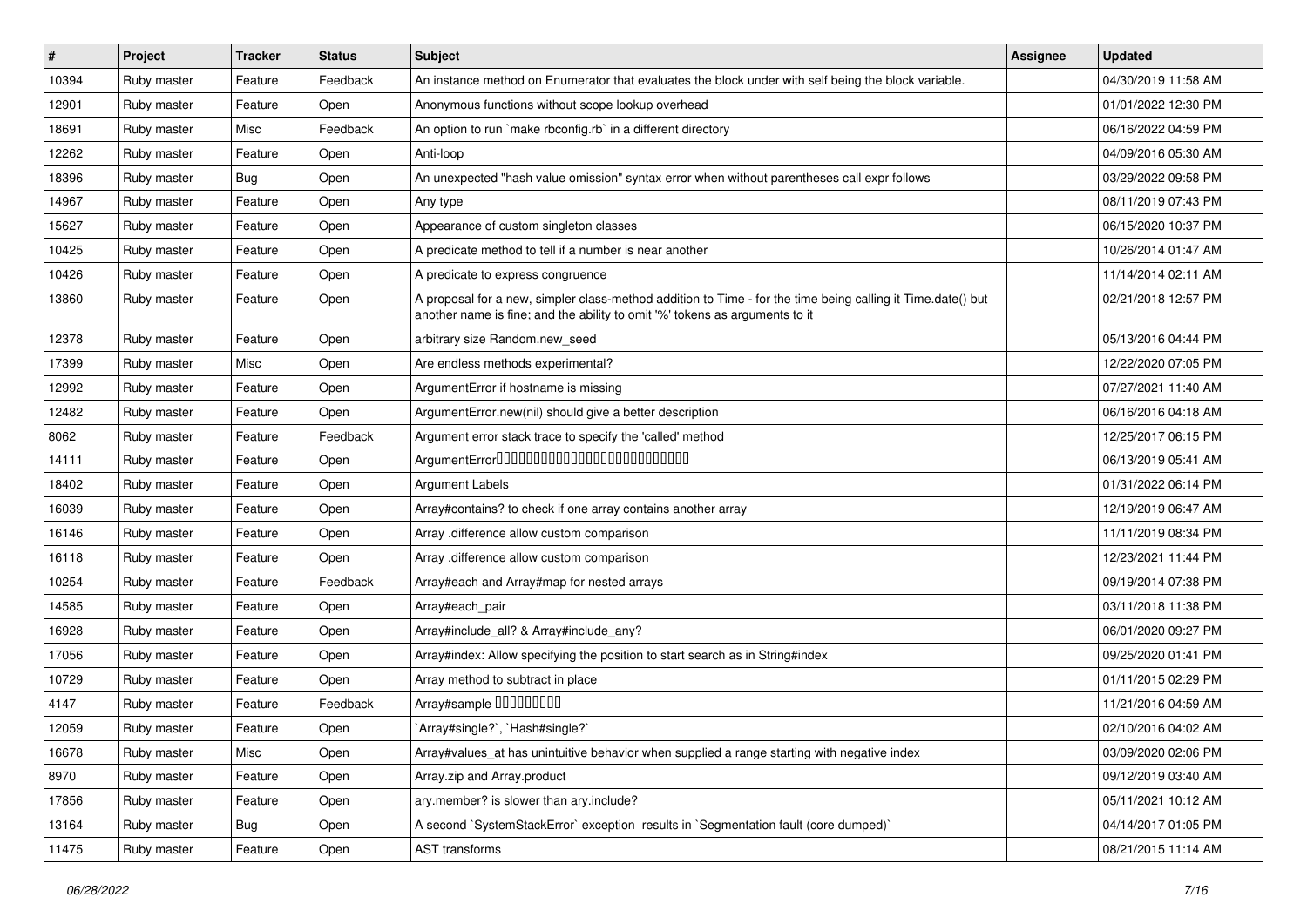| # | Project | Tracker | Status | Subject | Assignee | Updated |
|---|---|---|---|---|---|---|
| 10394 | Ruby master | Feature | Feedback | An instance method on Enumerator that evaluates the block under with self being the block variable. | | 04/30/2019 11:58 AM |
| 12901 | Ruby master | Feature | Open | Anonymous functions without scope lookup overhead | | 01/01/2022 12:30 PM |
| 18691 | Ruby master | Misc | Feedback | An option to run `make rbconfig.rb` in a different directory | | 06/16/2022 04:59 PM |
| 12262 | Ruby master | Feature | Open | Anti-loop | | 04/09/2016 05:30 AM |
| 18396 | Ruby master | Bug | Open | An unexpected "hash value omission" syntax error when without parentheses call expr follows | | 03/29/2022 09:58 PM |
| 14967 | Ruby master | Feature | Open | Any type | | 08/11/2019 07:43 PM |
| 15627 | Ruby master | Feature | Open | Appearance of custom singleton classes | | 06/15/2020 10:37 PM |
| 10425 | Ruby master | Feature | Open | A predicate method to tell if a number is near another | | 10/26/2014 01:47 AM |
| 10426 | Ruby master | Feature | Open | A predicate to express congruence | | 11/14/2014 02:11 AM |
| 13860 | Ruby master | Feature | Open | A proposal for a new, simpler class-method addition to Time - for the time being calling it Time.date() but another name is fine; and the ability to omit '%' tokens as arguments to it | | 02/21/2018 12:57 PM |
| 12378 | Ruby master | Feature | Open | arbitrary size Random.new_seed | | 05/13/2016 04:44 PM |
| 17399 | Ruby master | Misc | Open | Are endless methods experimental? | | 12/22/2020 07:05 PM |
| 12992 | Ruby master | Feature | Open | ArgumentError if hostname is missing | | 07/27/2021 11:40 AM |
| 12482 | Ruby master | Feature | Open | ArgumentError.new(nil) should give a better description | | 06/16/2016 04:18 AM |
| 8062 | Ruby master | Feature | Feedback | Argument error stack trace to specify the 'called' method | | 12/25/2017 06:15 PM |
| 14111 | Ruby master | Feature | Open | ArgumentError[][][][][][][][][][][][][][][][][][][][][][][][][][][][] | | 06/13/2019 05:41 AM |
| 18402 | Ruby master | Feature | Open | Argument Labels | | 01/31/2022 06:14 PM |
| 16039 | Ruby master | Feature | Open | Array#contains? to check if one array contains another array | | 12/19/2019 06:47 AM |
| 16146 | Ruby master | Feature | Open | Array .difference allow custom comparison | | 11/11/2019 08:34 PM |
| 16118 | Ruby master | Feature | Open | Array .difference allow custom comparison | | 12/23/2021 11:44 PM |
| 10254 | Ruby master | Feature | Feedback | Array#each and Array#map for nested arrays | | 09/19/2014 07:38 PM |
| 14585 | Ruby master | Feature | Open | Array#each_pair | | 03/11/2018 11:38 PM |
| 16928 | Ruby master | Feature | Open | Array#include_all? & Array#include_any? | | 06/01/2020 09:27 PM |
| 17056 | Ruby master | Feature | Open | Array#index: Allow specifying the position to start search as in String#index | | 09/25/2020 01:41 PM |
| 10729 | Ruby master | Feature | Open | Array method to subtract in place | | 01/11/2015 02:29 PM |
| 4147 | Ruby master | Feature | Feedback | Array#sample [][][][][][][][][] | | 11/21/2016 04:59 AM |
| 12059 | Ruby master | Feature | Open | `Array#single?`, `Hash#single?` | | 02/10/2016 04:02 AM |
| 16678 | Ruby master | Misc | Open | Array#values_at has unintuitive behavior when supplied a range starting with negative index | | 03/09/2020 02:06 PM |
| 8970 | Ruby master | Feature | Open | Array.zip and Array.product | | 09/12/2019 03:40 AM |
| 17856 | Ruby master | Feature | Open | ary.member? is slower than ary.include? | | 05/11/2021 10:12 AM |
| 13164 | Ruby master | Bug | Open | A second `SystemStackError` exception results in `Segmentation fault (core dumped)` | | 04/14/2017 01:05 PM |
| 11475 | Ruby master | Feature | Open | AST transforms | | 08/21/2015 11:14 AM |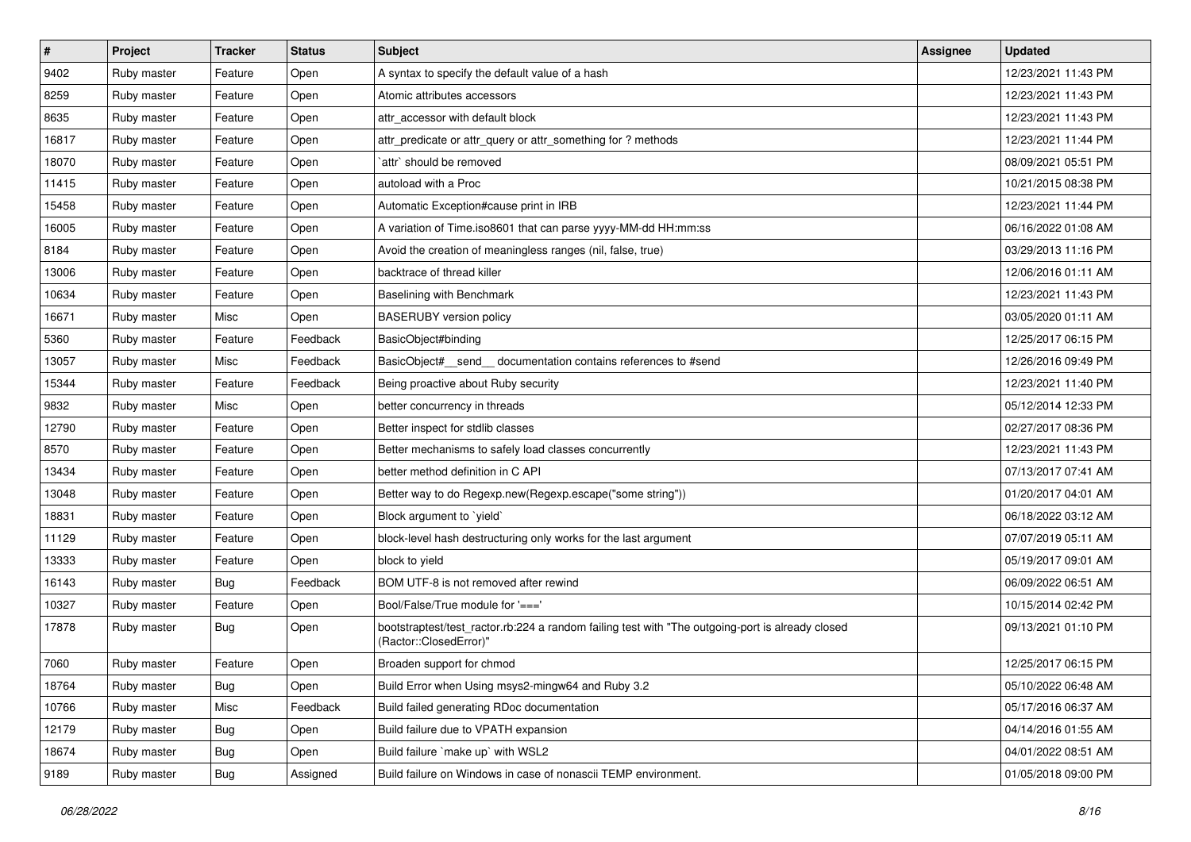| # | Project | Tracker | Status | Subject | Assignee | Updated |
|---|---|---|---|---|---|---|
| 9402 | Ruby master | Feature | Open | A syntax to specify the default value of a hash | | 12/23/2021 11:43 PM |
| 8259 | Ruby master | Feature | Open | Atomic attributes accessors | | 12/23/2021 11:43 PM |
| 8635 | Ruby master | Feature | Open | attr_accessor with default block | | 12/23/2021 11:43 PM |
| 16817 | Ruby master | Feature | Open | attr_predicate or attr_query or attr_something for ? methods | | 12/23/2021 11:44 PM |
| 18070 | Ruby master | Feature | Open | `attr` should be removed | | 08/09/2021 05:51 PM |
| 11415 | Ruby master | Feature | Open | autoload with a Proc | | 10/21/2015 08:38 PM |
| 15458 | Ruby master | Feature | Open | Automatic Exception#cause print in IRB | | 12/23/2021 11:44 PM |
| 16005 | Ruby master | Feature | Open | A variation of Time.iso8601 that can parse yyyy-MM-dd HH:mm:ss | | 06/16/2022 01:08 AM |
| 8184 | Ruby master | Feature | Open | Avoid the creation of meaningless ranges (nil, false, true) | | 03/29/2013 11:16 PM |
| 13006 | Ruby master | Feature | Open | backtrace of thread killer | | 12/06/2016 01:11 AM |
| 10634 | Ruby master | Feature | Open | Baselining with Benchmark | | 12/23/2021 11:43 PM |
| 16671 | Ruby master | Misc | Open | BASERUBY version policy | | 03/05/2020 01:11 AM |
| 5360 | Ruby master | Feature | Feedback | BasicObject#binding | | 12/25/2017 06:15 PM |
| 13057 | Ruby master | Misc | Feedback | BasicObject#__send__ documentation contains references to #send | | 12/26/2016 09:49 PM |
| 15344 | Ruby master | Feature | Feedback | Being proactive about Ruby security | | 12/23/2021 11:40 PM |
| 9832 | Ruby master | Misc | Open | better concurrency in threads | | 05/12/2014 12:33 PM |
| 12790 | Ruby master | Feature | Open | Better inspect for stdlib classes | | 02/27/2017 08:36 PM |
| 8570 | Ruby master | Feature | Open | Better mechanisms to safely load classes concurrently | | 12/23/2021 11:43 PM |
| 13434 | Ruby master | Feature | Open | better method definition in C API | | 07/13/2017 07:41 AM |
| 13048 | Ruby master | Feature | Open | Better way to do Regexp.new(Regexp.escape("some string")) | | 01/20/2017 04:01 AM |
| 18831 | Ruby master | Feature | Open | Block argument to `yield` | | 06/18/2022 03:12 AM |
| 11129 | Ruby master | Feature | Open | block-level hash destructuring only works for the last argument | | 07/07/2019 05:11 AM |
| 13333 | Ruby master | Feature | Open | block to yield | | 05/19/2017 09:01 AM |
| 16143 | Ruby master | Bug | Feedback | BOM UTF-8 is not removed after rewind | | 06/09/2022 06:51 AM |
| 10327 | Ruby master | Feature | Open | Bool/False/True module for '===' | | 10/15/2014 02:42 PM |
| 17878 | Ruby master | Bug | Open | bootstraptest/test_ractor.rb:224 a random failing test with "The outgoing-port is already closed (Ractor::ClosedError)" | | 09/13/2021 01:10 PM |
| 7060 | Ruby master | Feature | Open | Broaden support for chmod | | 12/25/2017 06:15 PM |
| 18764 | Ruby master | Bug | Open | Build Error when Using msys2-mingw64 and Ruby 3.2 | | 05/10/2022 06:48 AM |
| 10766 | Ruby master | Misc | Feedback | Build failed generating RDoc documentation | | 05/17/2016 06:37 AM |
| 12179 | Ruby master | Bug | Open | Build failure due to VPATH expansion | | 04/14/2016 01:55 AM |
| 18674 | Ruby master | Bug | Open | Build failure `make up` with WSL2 | | 04/01/2022 08:51 AM |
| 9189 | Ruby master | Bug | Assigned | Build failure on Windows in case of nonascii TEMP environment. | | 01/05/2018 09:00 PM |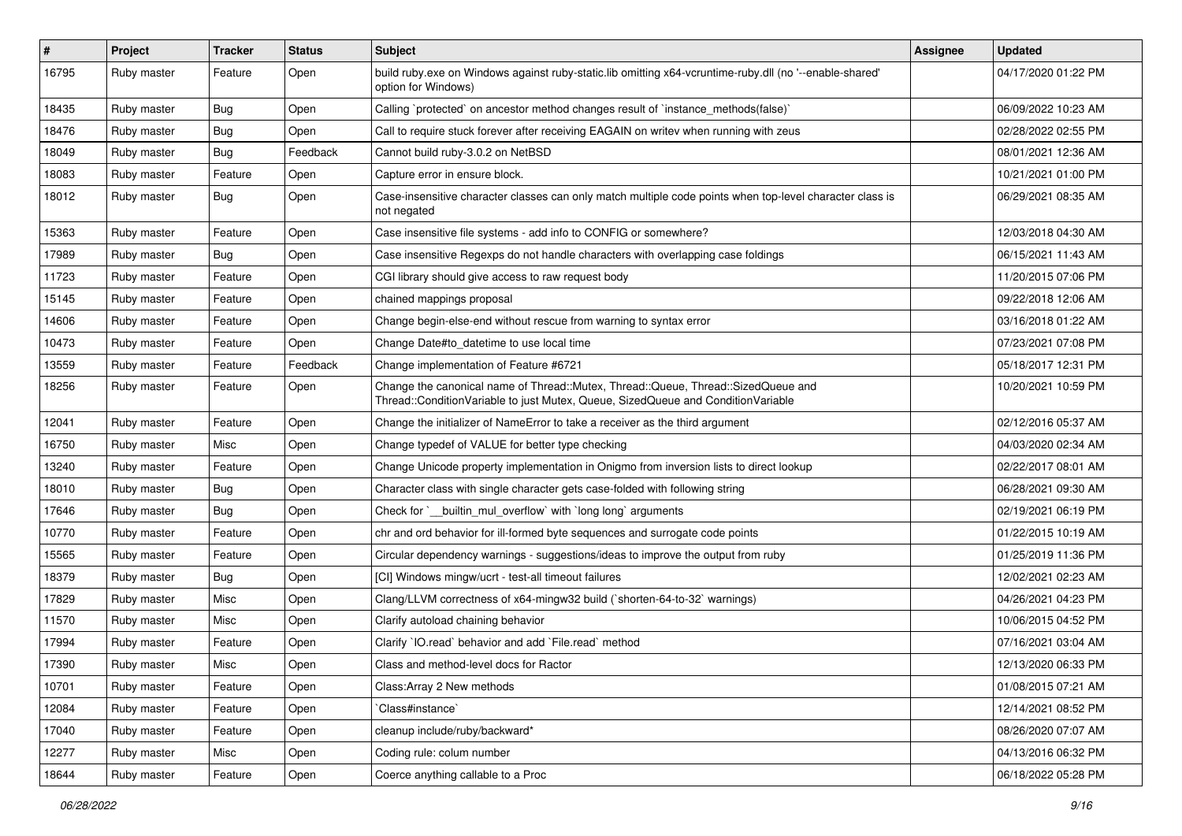| # | Project | Tracker | Status | Subject | Assignee | Updated |
|---|---|---|---|---|---|---|
| 16795 | Ruby master | Feature | Open | build ruby.exe on Windows against ruby-static.lib omitting x64-vcruntime-ruby.dll (no '--enable-shared' option for Windows) | | 04/17/2020 01:22 PM |
| 18435 | Ruby master | Bug | Open | Calling `protected` on ancestor method changes result of `instance_methods(false)` | | 06/09/2022 10:23 AM |
| 18476 | Ruby master | Bug | Open | Call to require stuck forever after receiving EAGAIN on writev when running with zeus | | 02/28/2022 02:55 PM |
| 18049 | Ruby master | Bug | Feedback | Cannot build ruby-3.0.2 on NetBSD | | 08/01/2021 12:36 AM |
| 18083 | Ruby master | Feature | Open | Capture error in ensure block. | | 10/21/2021 01:00 PM |
| 18012 | Ruby master | Bug | Open | Case-insensitive character classes can only match multiple code points when top-level character class is not negated | | 06/29/2021 08:35 AM |
| 15363 | Ruby master | Feature | Open | Case insensitive file systems - add info to CONFIG or somewhere? | | 12/03/2018 04:30 AM |
| 17989 | Ruby master | Bug | Open | Case insensitive Regexps do not handle characters with overlapping case foldings | | 06/15/2021 11:43 AM |
| 11723 | Ruby master | Feature | Open | CGI library should give access to raw request body | | 11/20/2015 07:06 PM |
| 15145 | Ruby master | Feature | Open | chained mappings proposal | | 09/22/2018 12:06 AM |
| 14606 | Ruby master | Feature | Open | Change begin-else-end without rescue from warning to syntax error | | 03/16/2018 01:22 AM |
| 10473 | Ruby master | Feature | Open | Change Date#to_datetime to use local time | | 07/23/2021 07:08 PM |
| 13559 | Ruby master | Feature | Feedback | Change implementation of Feature #6721 | | 05/18/2017 12:31 PM |
| 18256 | Ruby master | Feature | Open | Change the canonical name of Thread::Mutex, Thread::Queue, Thread::SizedQueue and Thread::ConditionVariable to just Mutex, Queue, SizedQueue and ConditionVariable | | 10/20/2021 10:59 PM |
| 12041 | Ruby master | Feature | Open | Change the initializer of NameError to take a receiver as the third argument | | 02/12/2016 05:37 AM |
| 16750 | Ruby master | Misc | Open | Change typedef of VALUE for better type checking | | 04/03/2020 02:34 AM |
| 13240 | Ruby master | Feature | Open | Change Unicode property implementation in Onigmo from inversion lists to direct lookup | | 02/22/2017 08:01 AM |
| 18010 | Ruby master | Bug | Open | Character class with single character gets case-folded with following string | | 06/28/2021 09:30 AM |
| 17646 | Ruby master | Bug | Open | Check for `__builtin_mul_overflow` with `long long` arguments | | 02/19/2021 06:19 PM |
| 10770 | Ruby master | Feature | Open | chr and ord behavior for ill-formed byte sequences and surrogate code points | | 01/22/2015 10:19 AM |
| 15565 | Ruby master | Feature | Open | Circular dependency warnings - suggestions/ideas to improve the output from ruby | | 01/25/2019 11:36 PM |
| 18379 | Ruby master | Bug | Open | [CI] Windows mingw/ucrt - test-all timeout failures | | 12/02/2021 02:23 AM |
| 17829 | Ruby master | Misc | Open | Clang/LLVM correctness of x64-mingw32 build (`shorten-64-to-32` warnings) | | 04/26/2021 04:23 PM |
| 11570 | Ruby master | Misc | Open | Clarify autoload chaining behavior | | 10/06/2015 04:52 PM |
| 17994 | Ruby master | Feature | Open | Clarify `IO.read` behavior and add `File.read` method | | 07/16/2021 03:04 AM |
| 17390 | Ruby master | Misc | Open | Class and method-level docs for Ractor | | 12/13/2020 06:33 PM |
| 10701 | Ruby master | Feature | Open | Class:Array 2 New methods | | 01/08/2015 07:21 AM |
| 12084 | Ruby master | Feature | Open | `Class#instance` | | 12/14/2021 08:52 PM |
| 17040 | Ruby master | Feature | Open | cleanup include/ruby/backward* | | 08/26/2020 07:07 AM |
| 12277 | Ruby master | Misc | Open | Coding rule: colum number | | 04/13/2016 06:32 PM |
| 18644 | Ruby master | Feature | Open | Coerce anything callable to a Proc | | 06/18/2022 05:28 PM |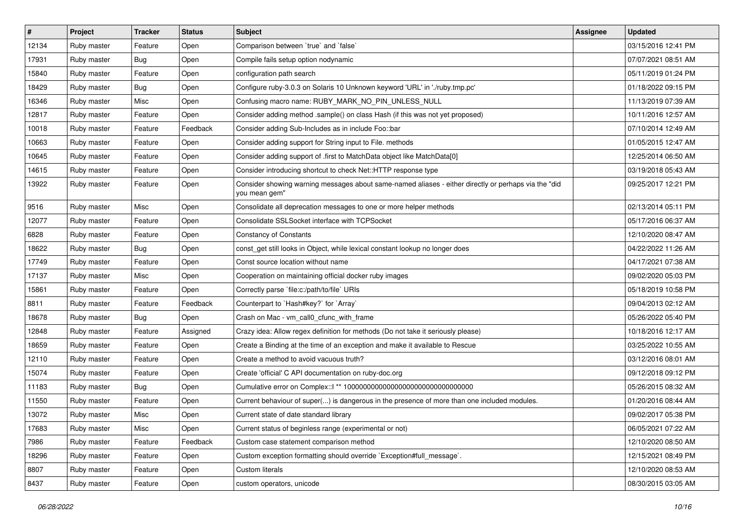| # | Project | Tracker | Status | Subject | Assignee | Updated |
|---|---|---|---|---|---|---|
| 12134 | Ruby master | Feature | Open | Comparison between `true` and `false` | | 03/15/2016 12:41 PM |
| 17931 | Ruby master | Bug | Open | Compile fails setup option nodynamic | | 07/07/2021 08:51 AM |
| 15840 | Ruby master | Feature | Open | configuration path search | | 05/11/2019 01:24 PM |
| 18429 | Ruby master | Bug | Open | Configure ruby-3.0.3 on Solaris 10 Unknown keyword 'URL' in './ruby.tmp.pc' | | 01/18/2022 09:15 PM |
| 16346 | Ruby master | Misc | Open | Confusing macro name: RUBY_MARK_NO_PIN_UNLESS_NULL | | 11/13/2019 07:39 AM |
| 12817 | Ruby master | Feature | Open | Consider adding method .sample() on class Hash (if this was not yet proposed) | | 10/11/2016 12:57 AM |
| 10018 | Ruby master | Feature | Feedback | Consider adding Sub-Includes as in include Foo::bar | | 07/10/2014 12:49 AM |
| 10663 | Ruby master | Feature | Open | Consider adding support for String input to File. methods | | 01/05/2015 12:47 AM |
| 10645 | Ruby master | Feature | Open | Consider adding support of .first to MatchData object like MatchData[0] | | 12/25/2014 06:50 AM |
| 14615 | Ruby master | Feature | Open | Consider introducing shortcut to check Net::HTTP response type | | 03/19/2018 05:43 AM |
| 13922 | Ruby master | Feature | Open | Consider showing warning messages about same-named aliases - either directly or perhaps via the "did you mean gem" | | 09/25/2017 12:21 PM |
| 9516 | Ruby master | Misc | Open | Consolidate all deprecation messages to one or more helper methods | | 02/13/2014 05:11 PM |
| 12077 | Ruby master | Feature | Open | Consolidate SSLSocket interface with TCPSocket | | 05/17/2016 06:37 AM |
| 6828 | Ruby master | Feature | Open | Constancy of Constants | | 12/10/2020 08:47 AM |
| 18622 | Ruby master | Bug | Open | const_get still looks in Object, while lexical constant lookup no longer does | | 04/22/2022 11:26 AM |
| 17749 | Ruby master | Feature | Open | Const source location without name | | 04/17/2021 07:38 AM |
| 17137 | Ruby master | Misc | Open | Cooperation on maintaining official docker ruby images | | 09/02/2020 05:03 PM |
| 15861 | Ruby master | Feature | Open | Correctly parse `file:c:/path/to/file` URIs | | 05/18/2019 10:58 PM |
| 8811 | Ruby master | Feature | Feedback | Counterpart to `Hash#key?` for `Array` | | 09/04/2013 02:12 AM |
| 18678 | Ruby master | Bug | Open | Crash on Mac - vm_call0_cfunc_with_frame | | 05/26/2022 05:40 PM |
| 12848 | Ruby master | Feature | Assigned | Crazy idea: Allow regex definition for methods (Do not take it seriously please) | | 10/18/2016 12:17 AM |
| 18659 | Ruby master | Feature | Open | Create a Binding at the time of an exception and make it available to Rescue | | 03/25/2022 10:55 AM |
| 12110 | Ruby master | Feature | Open | Create a method to avoid vacuous truth? | | 03/12/2016 08:01 AM |
| 15074 | Ruby master | Feature | Open | Create 'official' C API documentation on ruby-doc.org | | 09/12/2018 09:12 PM |
| 11183 | Ruby master | Bug | Open | Cumulative error on Complex::I ** 100000000000000000000000000000000 | | 05/26/2015 08:32 AM |
| 11550 | Ruby master | Feature | Open | Current behaviour of super(...) is dangerous in the presence of more than one included modules. | | 01/20/2016 08:44 AM |
| 13072 | Ruby master | Misc | Open | Current state of date standard library | | 09/02/2017 05:38 PM |
| 17683 | Ruby master | Misc | Open | Current status of beginless range (experimental or not) | | 06/05/2021 07:22 AM |
| 7986 | Ruby master | Feature | Feedback | Custom case statement comparison method | | 12/10/2020 08:50 AM |
| 18296 | Ruby master | Feature | Open | Custom exception formatting should override `Exception#full_message`. | | 12/15/2021 08:49 PM |
| 8807 | Ruby master | Feature | Open | Custom literals | | 12/10/2020 08:53 AM |
| 8437 | Ruby master | Feature | Open | custom operators, unicode | | 08/30/2015 03:05 AM |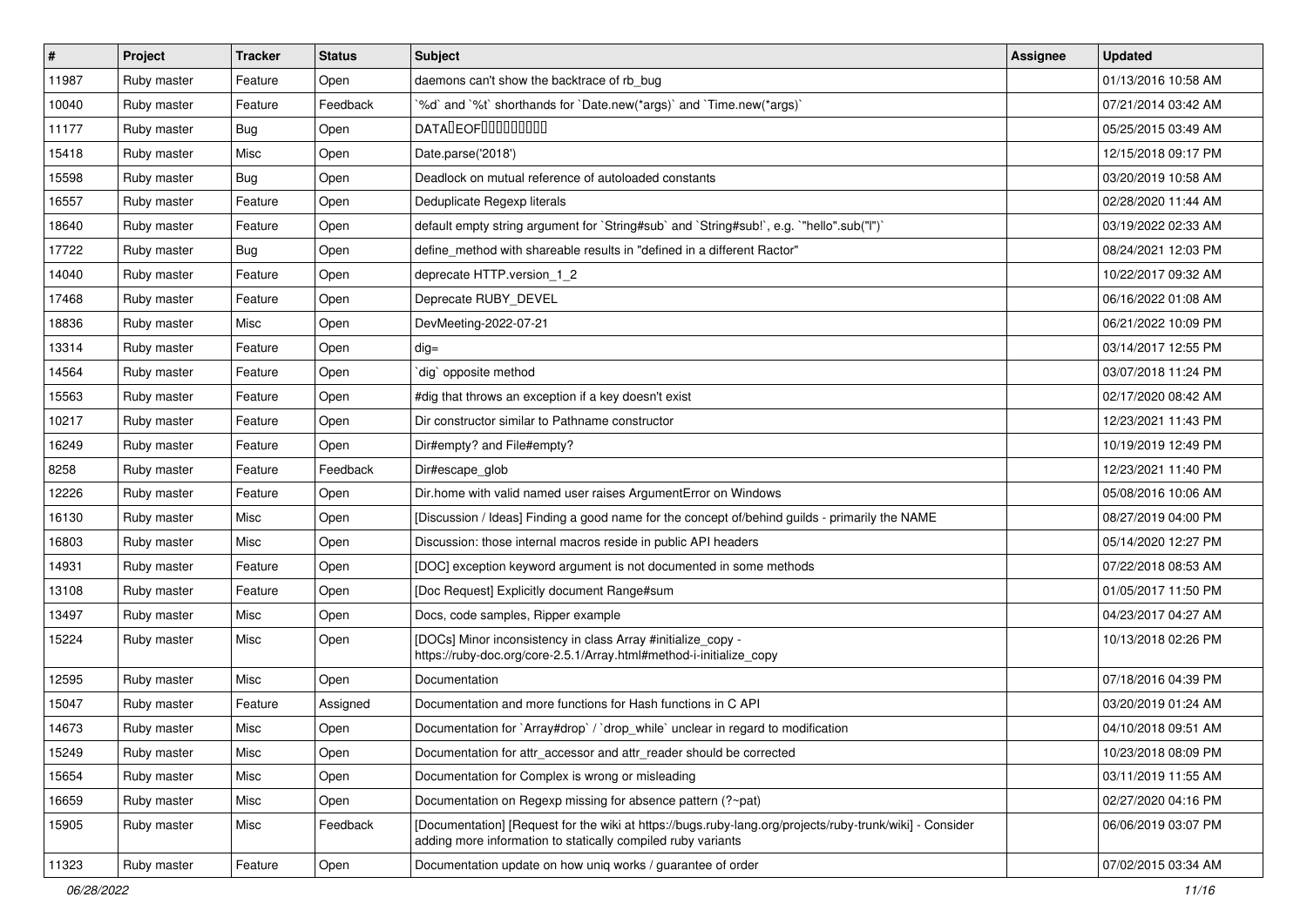| # | Project | Tracker | Status | Subject | Assignee | Updated |
| --- | --- | --- | --- | --- | --- | --- |
| 11987 | Ruby master | Feature | Open | daemons can't show the backtrace of rb_bug | | 01/13/2016 10:58 AM |
| 10040 | Ruby master | Feature | Feedback | `%d` and `%t` shorthands for `Date.new(*args)` and `Time.new(*args)` | | 07/21/2014 03:42 AM |
| 11177 | Ruby master | Bug | Open | DATA�EOF��������� | | 05/25/2015 03:49 AM |
| 15418 | Ruby master | Misc | Open | Date.parse('2018') | | 12/15/2018 09:17 PM |
| 15598 | Ruby master | Bug | Open | Deadlock on mutual reference of autoloaded constants | | 03/20/2019 10:58 AM |
| 16557 | Ruby master | Feature | Open | Deduplicate Regexp literals | | 02/28/2020 11:44 AM |
| 18640 | Ruby master | Feature | Open | default empty string argument for `String#sub` and `String#sub!`, e.g. `"hello".sub("l")` | | 03/19/2022 02:33 AM |
| 17722 | Ruby master | Bug | Open | define_method with shareable results in "defined in a different Ractor" | | 08/24/2021 12:03 PM |
| 14040 | Ruby master | Feature | Open | deprecate HTTP.version_1_2 | | 10/22/2017 09:32 AM |
| 17468 | Ruby master | Feature | Open | Deprecate RUBY_DEVEL | | 06/16/2022 01:08 AM |
| 18836 | Ruby master | Misc | Open | DevMeeting-2022-07-21 | | 06/21/2022 10:09 PM |
| 13314 | Ruby master | Feature | Open | dig= | | 03/14/2017 12:55 PM |
| 14564 | Ruby master | Feature | Open | `dig` opposite method | | 03/07/2018 11:24 PM |
| 15563 | Ruby master | Feature | Open | #dig that throws an exception if a key doesn't exist | | 02/17/2020 08:42 AM |
| 10217 | Ruby master | Feature | Open | Dir constructor similar to Pathname constructor | | 12/23/2021 11:43 PM |
| 16249 | Ruby master | Feature | Open | Dir#empty? and File#empty? | | 10/19/2019 12:49 PM |
| 8258 | Ruby master | Feature | Feedback | Dir#escape_glob | | 12/23/2021 11:40 PM |
| 12226 | Ruby master | Feature | Open | Dir.home with valid named user raises ArgumentError on Windows | | 05/08/2016 10:06 AM |
| 16130 | Ruby master | Misc | Open | [Discussion / Ideas] Finding a good name for the concept of/behind guilds - primarily the NAME | | 08/27/2019 04:00 PM |
| 16803 | Ruby master | Misc | Open | Discussion: those internal macros reside in public API headers | | 05/14/2020 12:27 PM |
| 14931 | Ruby master | Feature | Open | [DOC] exception keyword argument is not documented in some methods | | 07/22/2018 08:53 AM |
| 13108 | Ruby master | Feature | Open | [Doc Request] Explicitly document Range#sum | | 01/05/2017 11:50 PM |
| 13497 | Ruby master | Misc | Open | Docs, code samples, Ripper example | | 04/23/2017 04:27 AM |
| 15224 | Ruby master | Misc | Open | [DOCs] Minor inconsistency in class Array #initialize_copy - https://ruby-doc.org/core-2.5.1/Array.html#method-i-initialize_copy | | 10/13/2018 02:26 PM |
| 12595 | Ruby master | Misc | Open | Documentation | | 07/18/2016 04:39 PM |
| 15047 | Ruby master | Feature | Assigned | Documentation and more functions for Hash functions in C API | | 03/20/2019 01:24 AM |
| 14673 | Ruby master | Misc | Open | Documentation for `Array#drop` / `drop_while` unclear in regard to modification | | 04/10/2018 09:51 AM |
| 15249 | Ruby master | Misc | Open | Documentation for attr_accessor and attr_reader should be corrected | | 10/23/2018 08:09 PM |
| 15654 | Ruby master | Misc | Open | Documentation for Complex is wrong or misleading | | 03/11/2019 11:55 AM |
| 16659 | Ruby master | Misc | Open | Documentation on Regexp missing for absence pattern (?~pat) | | 02/27/2020 04:16 PM |
| 15905 | Ruby master | Misc | Feedback | [Documentation] [Request for the wiki at https://bugs.ruby-lang.org/projects/ruby-trunk/wiki] - Consider adding more information to statically compiled ruby variants | | 06/06/2019 03:07 PM |
| 11323 | Ruby master | Feature | Open | Documentation update on how uniq works / guarantee of order | | 07/02/2015 03:34 AM |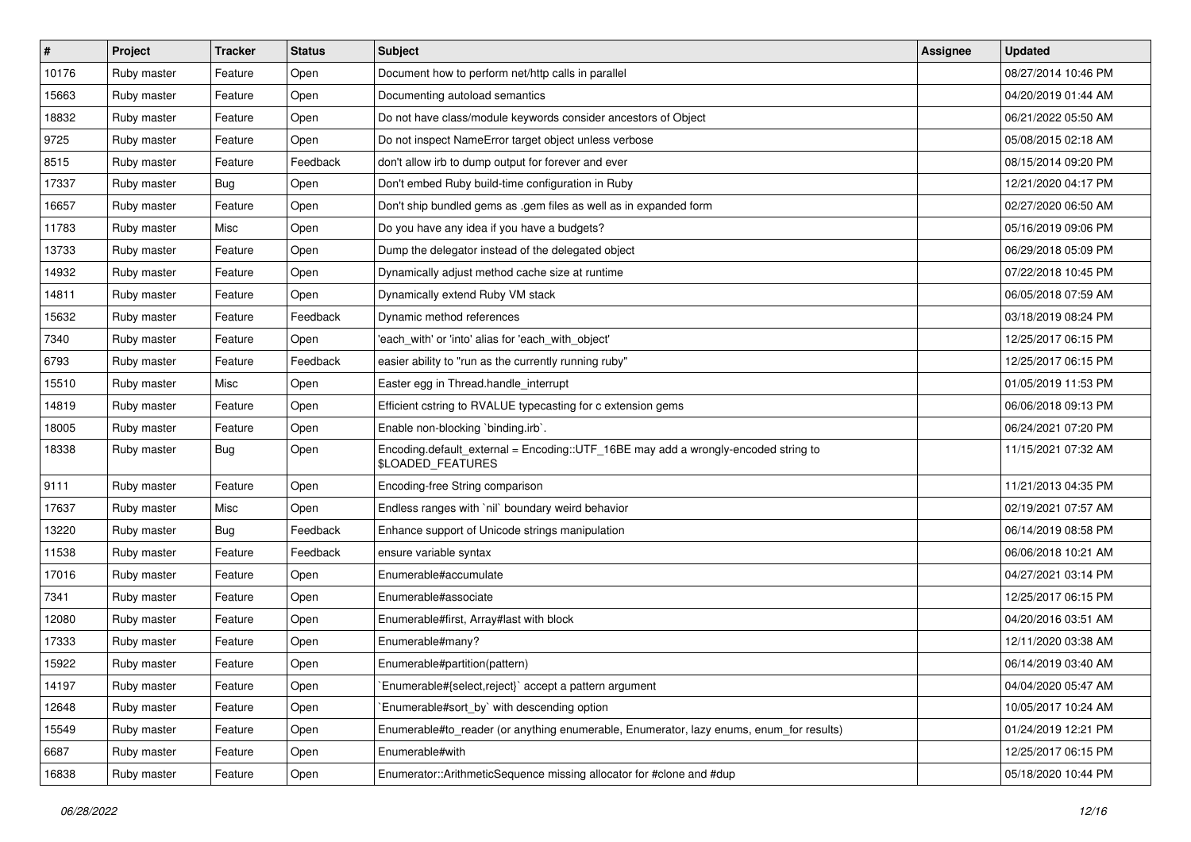| # | Project | Tracker | Status | Subject | Assignee | Updated |
|---|---|---|---|---|---|---|
| 10176 | Ruby master | Feature | Open | Document how to perform net/http calls in parallel | | 08/27/2014 10:46 PM |
| 15663 | Ruby master | Feature | Open | Documenting autoload semantics | | 04/20/2019 01:44 AM |
| 18832 | Ruby master | Feature | Open | Do not have class/module keywords consider ancestors of Object | | 06/21/2022 05:50 AM |
| 9725 | Ruby master | Feature | Open | Do not inspect NameError target object unless verbose | | 05/08/2015 02:18 AM |
| 8515 | Ruby master | Feature | Feedback | don't allow irb to dump output for forever and ever | | 08/15/2014 09:20 PM |
| 17337 | Ruby master | Bug | Open | Don't embed Ruby build-time configuration in Ruby | | 12/21/2020 04:17 PM |
| 16657 | Ruby master | Feature | Open | Don't ship bundled gems as .gem files as well as in expanded form | | 02/27/2020 06:50 AM |
| 11783 | Ruby master | Misc | Open | Do you have any idea if you have a budgets? | | 05/16/2019 09:06 PM |
| 13733 | Ruby master | Feature | Open | Dump the delegator instead of the delegated object | | 06/29/2018 05:09 PM |
| 14932 | Ruby master | Feature | Open | Dynamically adjust method cache size at runtime | | 07/22/2018 10:45 PM |
| 14811 | Ruby master | Feature | Open | Dynamically extend Ruby VM stack | | 06/05/2018 07:59 AM |
| 15632 | Ruby master | Feature | Feedback | Dynamic method references | | 03/18/2019 08:24 PM |
| 7340 | Ruby master | Feature | Open | 'each_with' or 'into' alias for 'each_with_object' | | 12/25/2017 06:15 PM |
| 6793 | Ruby master | Feature | Feedback | easier ability to "run as the currently running ruby" | | 12/25/2017 06:15 PM |
| 15510 | Ruby master | Misc | Open | Easter egg in Thread.handle_interrupt | | 01/05/2019 11:53 PM |
| 14819 | Ruby master | Feature | Open | Efficient cstring to RVALUE typecasting for c extension gems | | 06/06/2018 09:13 PM |
| 18005 | Ruby master | Feature | Open | Enable non-blocking `binding.irb`. | | 06/24/2021 07:20 PM |
| 18338 | Ruby master | Bug | Open | Encoding.default_external = Encoding::UTF_16BE may add a wrongly-encoded string to $LOADED_FEATURES | | 11/15/2021 07:32 AM |
| 9111 | Ruby master | Feature | Open | Encoding-free String comparison | | 11/21/2013 04:35 PM |
| 17637 | Ruby master | Misc | Open | Endless ranges with `nil` boundary weird behavior | | 02/19/2021 07:57 AM |
| 13220 | Ruby master | Bug | Feedback | Enhance support of Unicode strings manipulation | | 06/14/2019 08:58 PM |
| 11538 | Ruby master | Feature | Feedback | ensure variable syntax | | 06/06/2018 10:21 AM |
| 17016 | Ruby master | Feature | Open | Enumerable#accumulate | | 04/27/2021 03:14 PM |
| 7341 | Ruby master | Feature | Open | Enumerable#associate | | 12/25/2017 06:15 PM |
| 12080 | Ruby master | Feature | Open | Enumerable#first, Array#last with block | | 04/20/2016 03:51 AM |
| 17333 | Ruby master | Feature | Open | Enumerable#many? | | 12/11/2020 03:38 AM |
| 15922 | Ruby master | Feature | Open | Enumerable#partition(pattern) | | 06/14/2019 03:40 AM |
| 14197 | Ruby master | Feature | Open | `Enumerable#{select,reject}` accept a pattern argument | | 04/04/2020 05:47 AM |
| 12648 | Ruby master | Feature | Open | `Enumerable#sort_by` with descending option | | 10/05/2017 10:24 AM |
| 15549 | Ruby master | Feature | Open | Enumerable#to_reader (or anything enumerable, Enumerator, lazy enums, enum_for results) | | 01/24/2019 12:21 PM |
| 6687 | Ruby master | Feature | Open | Enumerable#with | | 12/25/2017 06:15 PM |
| 16838 | Ruby master | Feature | Open | Enumerator::ArithmeticSequence missing allocator for #clone and #dup | | 05/18/2020 10:44 PM |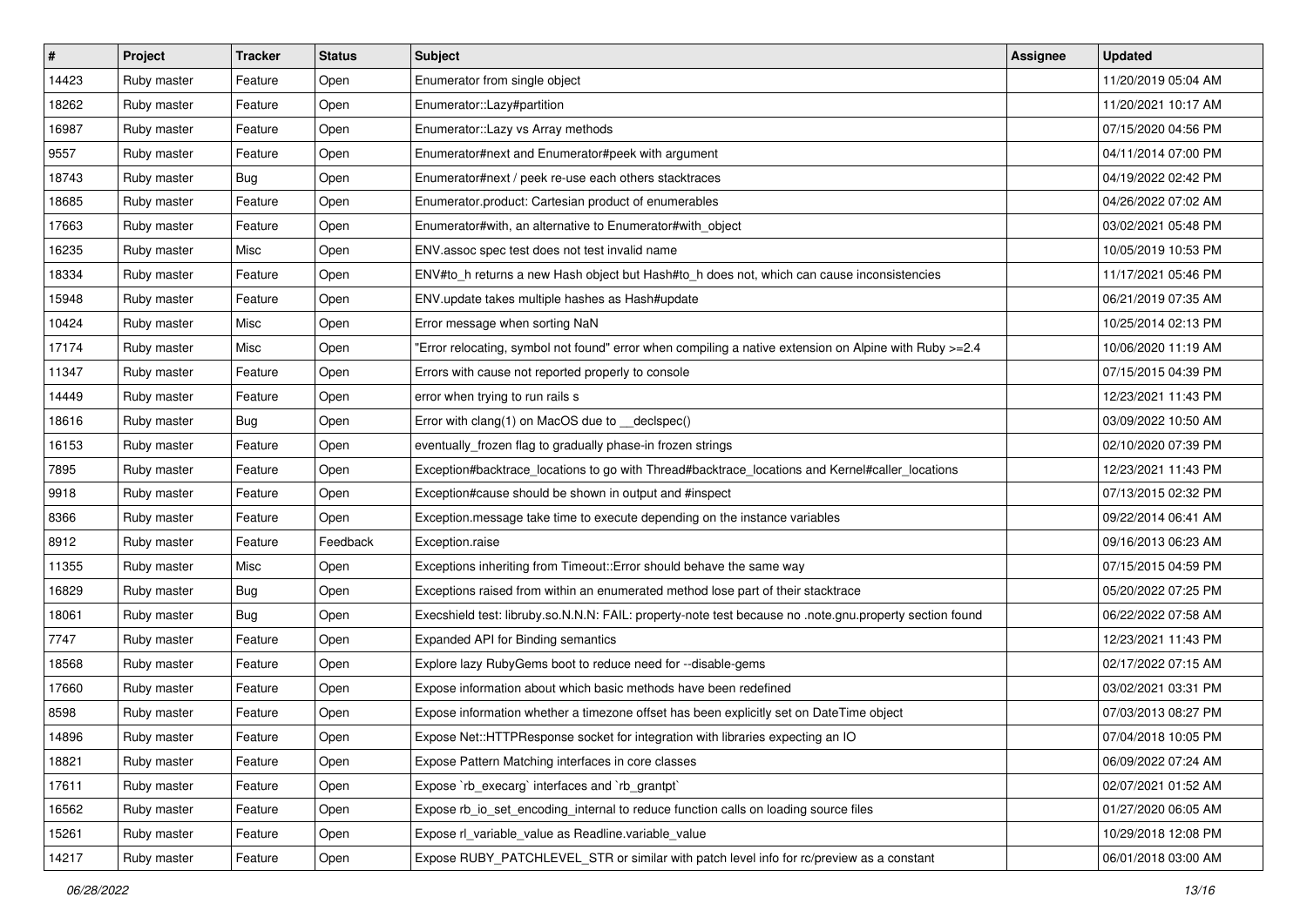| # | Project | Tracker | Status | Subject | Assignee | Updated |
|---|---|---|---|---|---|---|
| 14423 | Ruby master | Feature | Open | Enumerator from single object | | 11/20/2019 05:04 AM |
| 18262 | Ruby master | Feature | Open | Enumerator::Lazy#partition | | 11/20/2021 10:17 AM |
| 16987 | Ruby master | Feature | Open | Enumerator::Lazy vs Array methods | | 07/15/2020 04:56 PM |
| 9557 | Ruby master | Feature | Open | Enumerator#next and Enumerator#peek with argument | | 04/11/2014 07:00 PM |
| 18743 | Ruby master | Bug | Open | Enumerator#next / peek re-use each others stacktraces | | 04/19/2022 02:42 PM |
| 18685 | Ruby master | Feature | Open | Enumerator.product: Cartesian product of enumerables | | 04/26/2022 07:02 AM |
| 17663 | Ruby master | Feature | Open | Enumerator#with, an alternative to Enumerator#with_object | | 03/02/2021 05:48 PM |
| 16235 | Ruby master | Misc | Open | ENV.assoc spec test does not test invalid name | | 10/05/2019 10:53 PM |
| 18334 | Ruby master | Feature | Open | ENV#to_h returns a new Hash object but Hash#to_h does not, which can cause inconsistencies | | 11/17/2021 05:46 PM |
| 15948 | Ruby master | Feature | Open | ENV.update takes multiple hashes as Hash#update | | 06/21/2019 07:35 AM |
| 10424 | Ruby master | Misc | Open | Error message when sorting NaN | | 10/25/2014 02:13 PM |
| 17174 | Ruby master | Misc | Open | "Error relocating, symbol not found" error when compiling a native extension on Alpine with Ruby >=2.4 | | 10/06/2020 11:19 AM |
| 11347 | Ruby master | Feature | Open | Errors with cause not reported properly to console | | 07/15/2015 04:39 PM |
| 14449 | Ruby master | Feature | Open | error when trying to run rails s | | 12/23/2021 11:43 PM |
| 18616 | Ruby master | Bug | Open | Error with clang(1) on MacOS due to __declspec() | | 03/09/2022 10:50 AM |
| 16153 | Ruby master | Feature | Open | eventually_frozen flag to gradually phase-in frozen strings | | 02/10/2020 07:39 PM |
| 7895 | Ruby master | Feature | Open | Exception#backtrace_locations to go with Thread#backtrace_locations and Kernel#caller_locations | | 12/23/2021 11:43 PM |
| 9918 | Ruby master | Feature | Open | Exception#cause should be shown in output and #inspect | | 07/13/2015 02:32 PM |
| 8366 | Ruby master | Feature | Open | Exception.message take time to execute depending on the instance variables | | 09/22/2014 06:41 AM |
| 8912 | Ruby master | Feature | Feedback | Exception.raise | | 09/16/2013 06:23 AM |
| 11355 | Ruby master | Misc | Open | Exceptions inheriting from Timeout::Error should behave the same way | | 07/15/2015 04:59 PM |
| 16829 | Ruby master | Bug | Open | Exceptions raised from within an enumerated method lose part of their stacktrace | | 05/20/2022 07:25 PM |
| 18061 | Ruby master | Bug | Open | Execshield test: libruby.so.N.N.N: FAIL: property-note test because no .note.gnu.property section found | | 06/22/2022 07:58 AM |
| 7747 | Ruby master | Feature | Open | Expanded API for Binding semantics | | 12/23/2021 11:43 PM |
| 18568 | Ruby master | Feature | Open | Explore lazy RubyGems boot to reduce need for --disable-gems | | 02/17/2022 07:15 AM |
| 17660 | Ruby master | Feature | Open | Expose information about which basic methods have been redefined | | 03/02/2021 03:31 PM |
| 8598 | Ruby master | Feature | Open | Expose information whether a timezone offset has been explicitly set on DateTime object | | 07/03/2013 08:27 PM |
| 14896 | Ruby master | Feature | Open | Expose Net::HTTPResponse socket for integration with libraries expecting an IO | | 07/04/2018 10:05 PM |
| 18821 | Ruby master | Feature | Open | Expose Pattern Matching interfaces in core classes | | 06/09/2022 07:24 AM |
| 17611 | Ruby master | Feature | Open | Expose `rb_execarg` interfaces and `rb_grantpt` | | 02/07/2021 01:52 AM |
| 16562 | Ruby master | Feature | Open | Expose rb_io_set_encoding_internal to reduce function calls on loading source files | | 01/27/2020 06:05 AM |
| 15261 | Ruby master | Feature | Open | Expose rl_variable_value as Readline.variable_value | | 10/29/2018 12:08 PM |
| 14217 | Ruby master | Feature | Open | Expose RUBY_PATCHLEVEL_STR or similar with patch level info for rc/preview as a constant | | 06/01/2018 03:00 AM |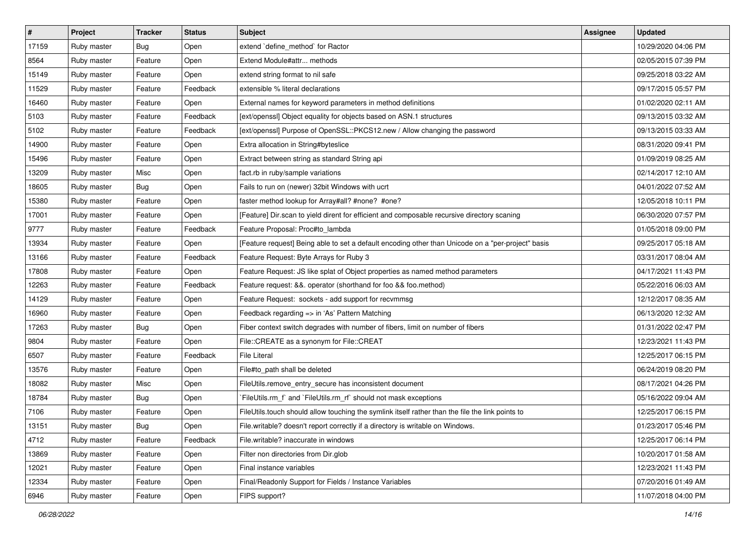| # | Project | Tracker | Status | Subject | Assignee | Updated |
|---|---|---|---|---|---|---|
| 17159 | Ruby master | Bug | Open | extend `define_method` for Ractor | | 10/29/2020 04:06 PM |
| 8564 | Ruby master | Feature | Open | Extend Module#attr... methods | | 02/05/2015 07:39 PM |
| 15149 | Ruby master | Feature | Open | extend string format to nil safe | | 09/25/2018 03:22 AM |
| 11529 | Ruby master | Feature | Feedback | extensible % literal declarations | | 09/17/2015 05:57 PM |
| 16460 | Ruby master | Feature | Open | External names for keyword parameters in method definitions | | 01/02/2020 02:11 AM |
| 5103 | Ruby master | Feature | Feedback | [ext/openssl] Object equality for objects based on ASN.1 structures | | 09/13/2015 03:32 AM |
| 5102 | Ruby master | Feature | Feedback | [ext/openssl] Purpose of OpenSSL::PKCS12.new / Allow changing the password | | 09/13/2015 03:33 AM |
| 14900 | Ruby master | Feature | Open | Extra allocation in String#byteslice | | 08/31/2020 09:41 PM |
| 15496 | Ruby master | Feature | Open | Extract between string as standard String api | | 01/09/2019 08:25 AM |
| 13209 | Ruby master | Misc | Open | fact.rb in ruby/sample variations | | 02/14/2017 12:10 AM |
| 18605 | Ruby master | Bug | Open | Fails to run on (newer) 32bit Windows with ucrt | | 04/01/2022 07:52 AM |
| 15380 | Ruby master | Feature | Open | faster method lookup for Array#all? #none? #one? | | 12/05/2018 10:11 PM |
| 17001 | Ruby master | Feature | Open | [Feature] Dir.scan to yield dirent for efficient and composable recursive directory scaning | | 06/30/2020 07:57 PM |
| 9777 | Ruby master | Feature | Feedback | Feature Proposal: Proc#to_lambda | | 01/05/2018 09:00 PM |
| 13934 | Ruby master | Feature | Open | [Feature request] Being able to set a default encoding other than Unicode on a "per-project" basis | | 09/25/2017 05:18 AM |
| 13166 | Ruby master | Feature | Feedback | Feature Request: Byte Arrays for Ruby 3 | | 03/31/2017 08:04 AM |
| 17808 | Ruby master | Feature | Open | Feature Request: JS like splat of Object properties as named method parameters | | 04/17/2021 11:43 PM |
| 12263 | Ruby master | Feature | Feedback | Feature request: &&. operator (shorthand for foo && foo.method) | | 05/22/2016 06:03 AM |
| 14129 | Ruby master | Feature | Open | Feature Request: sockets - add support for recvmmsg | | 12/12/2017 08:35 AM |
| 16960 | Ruby master | Feature | Open | Feedback regarding => in 'As' Pattern Matching | | 06/13/2020 12:32 AM |
| 17263 | Ruby master | Bug | Open | Fiber context switch degrades with number of fibers, limit on number of fibers | | 01/31/2022 02:47 PM |
| 9804 | Ruby master | Feature | Open | File::CREATE as a synonym for File::CREAT | | 12/23/2021 11:43 PM |
| 6507 | Ruby master | Feature | Feedback | File Literal | | 12/25/2017 06:15 PM |
| 13576 | Ruby master | Feature | Open | File#to_path shall be deleted | | 06/24/2019 08:20 PM |
| 18082 | Ruby master | Misc | Open | FileUtils.remove_entry_secure has inconsistent document | | 08/17/2021 04:26 PM |
| 18784 | Ruby master | Bug | Open | `FileUtils.rm_f` and `FileUtils.rm_rf` should not mask exceptions | | 05/16/2022 09:04 AM |
| 7106 | Ruby master | Feature | Open | FileUtils.touch should allow touching the symlink itself rather than the file the link points to | | 12/25/2017 06:15 PM |
| 13151 | Ruby master | Bug | Open | File.writable? doesn't report correctly if a directory is writable on Windows. | | 01/23/2017 05:46 PM |
| 4712 | Ruby master | Feature | Feedback | File.writable? inaccurate in windows | | 12/25/2017 06:14 PM |
| 13869 | Ruby master | Feature | Open | Filter non directories from Dir.glob | | 10/20/2017 01:58 AM |
| 12021 | Ruby master | Feature | Open | Final instance variables | | 12/23/2021 11:43 PM |
| 12334 | Ruby master | Feature | Open | Final/Readonly Support for Fields / Instance Variables | | 07/20/2016 01:49 AM |
| 6946 | Ruby master | Feature | Open | FIPS support? | | 11/07/2018 04:00 PM |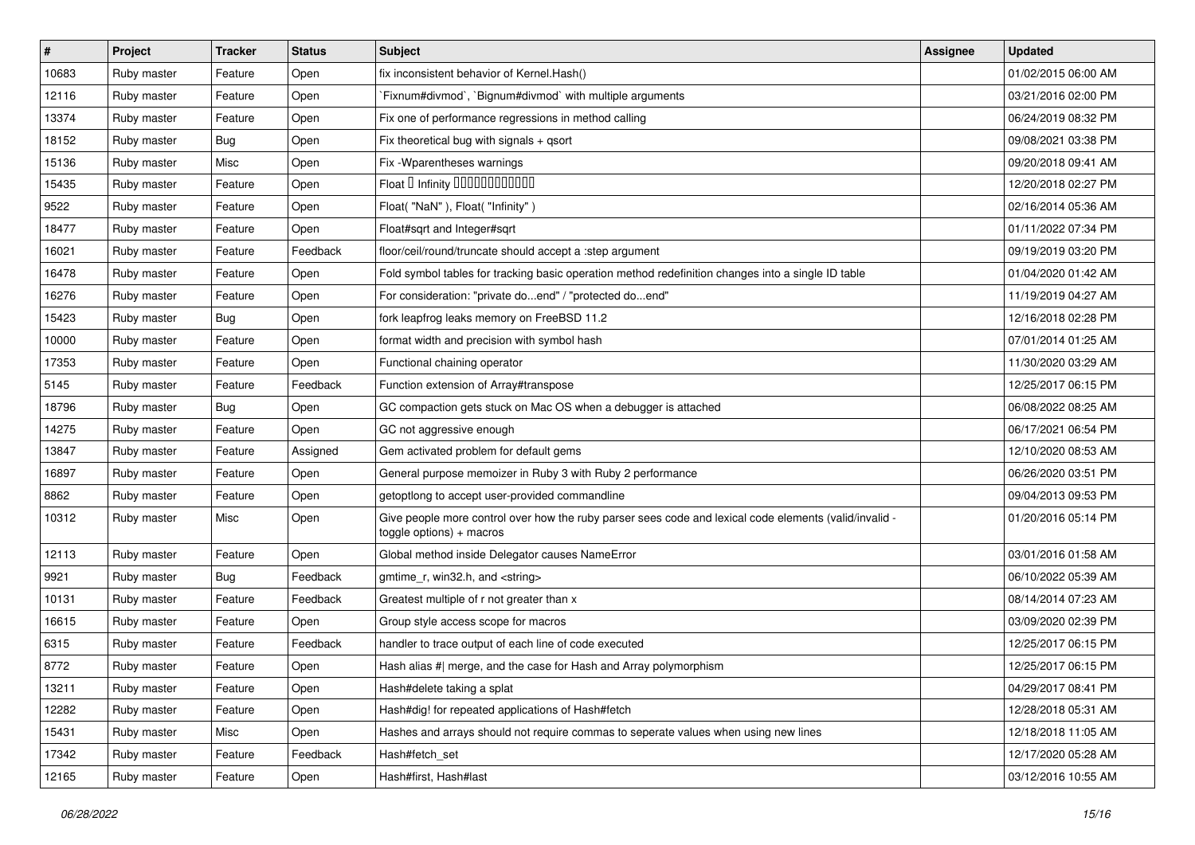| # | Project | Tracker | Status | Subject | Assignee | Updated |
|---|---|---|---|---|---|---|
| 10683 | Ruby master | Feature | Open | fix inconsistent behavior of Kernel.Hash() | | 01/02/2015 06:00 AM |
| 12116 | Ruby master | Feature | Open | `Fixnum#divmod`, `Bignum#divmod` with multiple arguments | | 03/21/2016 02:00 PM |
| 13374 | Ruby master | Feature | Open | Fix one of performance regressions in method calling | | 06/24/2019 08:32 PM |
| 18152 | Ruby master | Bug | Open | Fix theoretical bug with signals + qsort | | 09/08/2021 03:38 PM |
| 15136 | Ruby master | Misc | Open | Fix -Wparentheses warnings | | 09/20/2018 09:41 AM |
| 15435 | Ruby master | Feature | Open | Float 🯄 Infinity 🯄🯄🯄🯄🯄🯄🯄🯄🯄🯄🯄🯄 | | 12/20/2018 02:27 PM |
| 9522 | Ruby master | Feature | Open | Float( "NaN" ), Float( "Infinity" ) | | 02/16/2014 05:36 AM |
| 18477 | Ruby master | Feature | Open | Float#sqrt and Integer#sqrt | | 01/11/2022 07:34 PM |
| 16021 | Ruby master | Feature | Feedback | floor/ceil/round/truncate should accept a :step argument | | 09/19/2019 03:20 PM |
| 16478 | Ruby master | Feature | Open | Fold symbol tables for tracking basic operation method redefinition changes into a single ID table | | 01/04/2020 01:42 AM |
| 16276 | Ruby master | Feature | Open | For consideration: "private do...end" / "protected do...end" | | 11/19/2019 04:27 AM |
| 15423 | Ruby master | Bug | Open | fork leapfrog leaks memory on FreeBSD 11.2 | | 12/16/2018 02:28 PM |
| 10000 | Ruby master | Feature | Open | format width and precision with symbol hash | | 07/01/2014 01:25 AM |
| 17353 | Ruby master | Feature | Open | Functional chaining operator | | 11/30/2020 03:29 AM |
| 5145 | Ruby master | Feature | Feedback | Function extension of Array#transpose | | 12/25/2017 06:15 PM |
| 18796 | Ruby master | Bug | Open | GC compaction gets stuck on Mac OS when a debugger is attached | | 06/08/2022 08:25 AM |
| 14275 | Ruby master | Feature | Open | GC not aggressive enough | | 06/17/2021 06:54 PM |
| 13847 | Ruby master | Feature | Assigned | Gem activated problem for default gems | | 12/10/2020 08:53 AM |
| 16897 | Ruby master | Feature | Open | General purpose memoizer in Ruby 3 with Ruby 2 performance | | 06/26/2020 03:51 PM |
| 8862 | Ruby master | Feature | Open | getoptlong to accept user-provided commandline | | 09/04/2013 09:53 PM |
| 10312 | Ruby master | Misc | Open | Give people more control over how the ruby parser sees code and lexical code elements (valid/invalid - toggle options) + macros | | 01/20/2016 05:14 PM |
| 12113 | Ruby master | Feature | Open | Global method inside Delegator causes NameError | | 03/01/2016 01:58 AM |
| 9921 | Ruby master | Bug | Feedback | gmtime_r, win32.h, and <string> | | 06/10/2022 05:39 AM |
| 10131 | Ruby master | Feature | Feedback | Greatest multiple of r not greater than x | | 08/14/2014 07:23 AM |
| 16615 | Ruby master | Feature | Open | Group style access scope for macros | | 03/09/2020 02:39 PM |
| 6315 | Ruby master | Feature | Feedback | handler to trace output of each line of code executed | | 12/25/2017 06:15 PM |
| 8772 | Ruby master | Feature | Open | Hash alias #\| merge, and the case for Hash and Array polymorphism | | 12/25/2017 06:15 PM |
| 13211 | Ruby master | Feature | Open | Hash#delete taking a splat | | 04/29/2017 08:41 PM |
| 12282 | Ruby master | Feature | Open | Hash#dig! for repeated applications of Hash#fetch | | 12/28/2018 05:31 AM |
| 15431 | Ruby master | Misc | Open | Hashes and arrays should not require commas to seperate values when using new lines | | 12/18/2018 11:05 AM |
| 17342 | Ruby master | Feature | Feedback | Hash#fetch_set | | 12/17/2020 05:28 AM |
| 12165 | Ruby master | Feature | Open | Hash#first, Hash#last | | 03/12/2016 10:55 AM |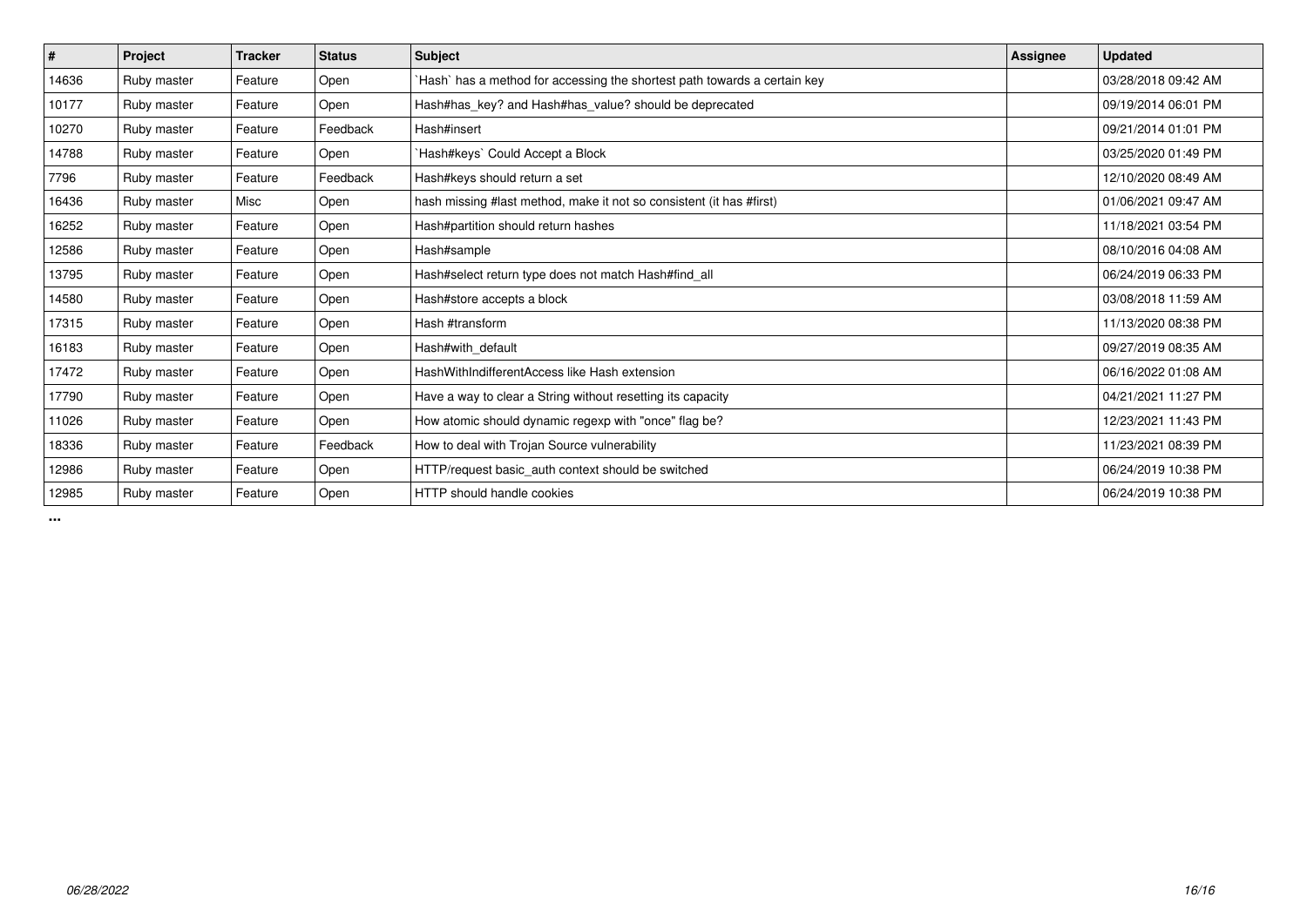| # | Project | Tracker | Status | Subject | Assignee | Updated |
|---|---|---|---|---|---|---|
| 14636 | Ruby master | Feature | Open | `Hash` has a method for accessing the shortest path towards a certain key | | 03/28/2018 09:42 AM |
| 10177 | Ruby master | Feature | Open | Hash#has_key? and Hash#has_value? should be deprecated | | 09/19/2014 06:01 PM |
| 10270 | Ruby master | Feature | Feedback | Hash#insert | | 09/21/2014 01:01 PM |
| 14788 | Ruby master | Feature | Open | `Hash#keys` Could Accept a Block | | 03/25/2020 01:49 PM |
| 7796 | Ruby master | Feature | Feedback | Hash#keys should return a set | | 12/10/2020 08:49 AM |
| 16436 | Ruby master | Misc | Open | hash missing #last method, make it not so consistent (it has #first) | | 01/06/2021 09:47 AM |
| 16252 | Ruby master | Feature | Open | Hash#partition should return hashes | | 11/18/2021 03:54 PM |
| 12586 | Ruby master | Feature | Open | Hash#sample | | 08/10/2016 04:08 AM |
| 13795 | Ruby master | Feature | Open | Hash#select return type does not match Hash#find_all | | 06/24/2019 06:33 PM |
| 14580 | Ruby master | Feature | Open | Hash#store accepts a block | | 03/08/2018 11:59 AM |
| 17315 | Ruby master | Feature | Open | Hash #transform | | 11/13/2020 08:38 PM |
| 16183 | Ruby master | Feature | Open | Hash#with_default | | 09/27/2019 08:35 AM |
| 17472 | Ruby master | Feature | Open | HashWithIndifferentAccess like Hash extension | | 06/16/2022 01:08 AM |
| 17790 | Ruby master | Feature | Open | Have a way to clear a String without resetting its capacity | | 04/21/2021 11:27 PM |
| 11026 | Ruby master | Feature | Open | How atomic should dynamic regexp with "once" flag be? | | 12/23/2021 11:43 PM |
| 18336 | Ruby master | Feature | Feedback | How to deal with Trojan Source vulnerability | | 11/23/2021 08:39 PM |
| 12986 | Ruby master | Feature | Open | HTTP/request basic_auth context should be switched | | 06/24/2019 10:38 PM |
| 12985 | Ruby master | Feature | Open | HTTP should handle cookies | | 06/24/2019 10:38 PM |

...